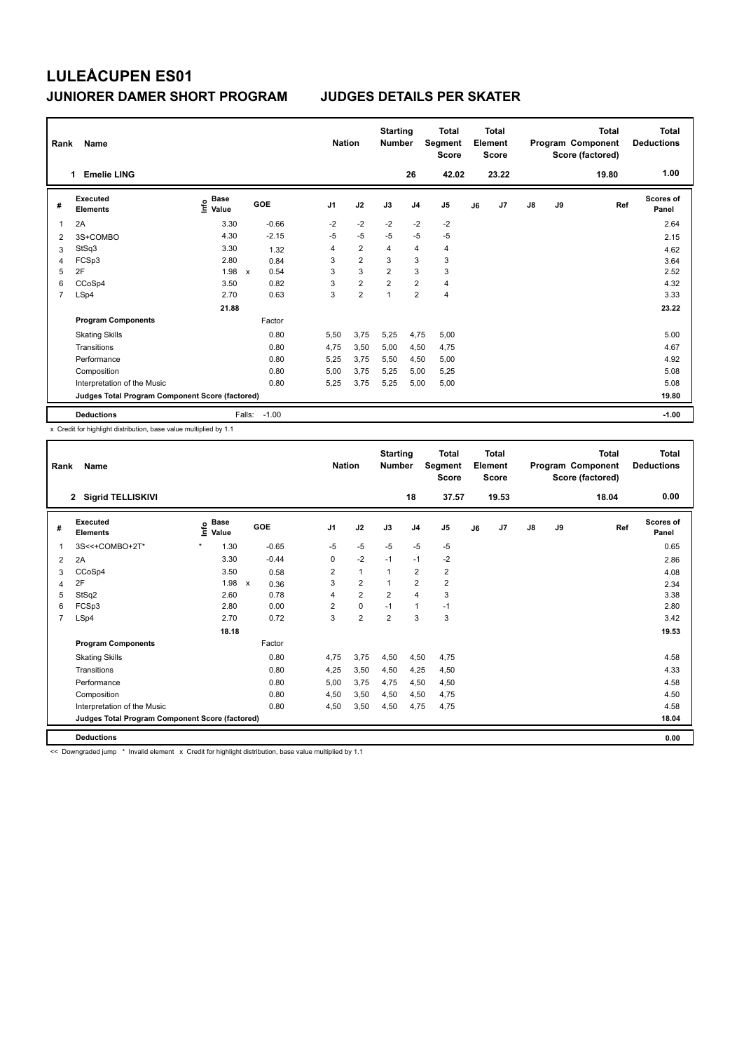# LULEÅCUPEN ES01

## JUNIORER DAMER SHORT PROGRAM JUDGES DETAILS PER SKATER

| Rank | Name | Nation | Starting Number | Total Segment Score | Total Element Score | Total Program Component Score (factored) | Total Deductions |
|---|---|---|---|---|---|---|---|
| 1 | Emelie LING | | 26 | 42.02 | 23.22 | 19.80 | 1.00 |

| # | Executed Elements | Info | Base Value | | GOE | J1 | J2 | J3 | J4 | J5 | J6 | J7 | J8 | J9 | Ref | Scores of Panel |
|---|---|---|---|---|---|---|---|---|---|---|---|---|---|---|---|---|
| 1 | 2A | | 3.30 | | -0.66 | -2 | -2 | -2 | -2 | -2 | | | | | | 2.64 |
| 2 | 3S+COMBO | | 4.30 | | -2.15 | -5 | -5 | -5 | -5 | -5 | | | | | | 2.15 |
| 3 | StSq3 | | 3.30 | | 1.32 | 4 | 2 | 4 | 4 | 4 | | | | | | 4.62 |
| 4 | FCSp3 | | 2.80 | | 0.84 | 3 | 2 | 3 | 3 | 3 | | | | | | 3.64 |
| 5 | 2F | | 1.98 | x | 0.54 | 3 | 3 | 2 | 3 | 3 | | | | | | 2.52 |
| 6 | CCoSp4 | | 3.50 | | 0.82 | 3 | 2 | 2 | 2 | 4 | | | | | | 4.32 |
| 7 | LSp4 | | 2.70 | | 0.63 | 3 | 2 | 1 | 2 | 4 | | | | | | 3.33 |
| | | | 21.88 | | | | | | | | | | | | | 23.22 |
| | **Program Components** | | | | Factor | | | | | | | | | | | |
| | Skating Skills | | | | 0.80 | 5,50 | 3,75 | 5,25 | 4,75 | 5,00 | | | | | | 5.00 |
| | Transitions | | | | 0.80 | 4,75 | 3,50 | 5,00 | 4,50 | 4,75 | | | | | | 4.67 |
| | Performance | | | | 0.80 | 5,25 | 3,75 | 5,50 | 4,50 | 5,00 | | | | | | 4.92 |
| | Composition | | | | 0.80 | 5,00 | 3,75 | 5,25 | 5,00 | 5,25 | | | | | | 5.08 |
| | Interpretation of the Music | | | | 0.80 | 5,25 | 3,75 | 5,25 | 5,00 | 5,00 | | | | | | 5.08 |
| | **Judges Total Program Component Score (factored)** | | | | | | | | | | | | | | | 19.80 |
| | **Deductions** | | | Falls: | -1.00 | | | | | | | | | | | -1.00 |

x Credit for highlight distribution, base value multiplied by 1.1

| Rank | Name | Nation | Starting Number | Total Segment Score | Total Element Score | Total Program Component Score (factored) | Total Deductions |
|---|---|---|---|---|---|---|---|
| 2 | Sigrid TELLISKIVI | | 18 | 37.57 | 19.53 | 18.04 | 0.00 |

| # | Executed Elements | Info | Base Value | | GOE | J1 | J2 | J3 | J4 | J5 | J6 | J7 | J8 | J9 | Ref | Scores of Panel |
|---|---|---|---|---|---|---|---|---|---|---|---|---|---|---|---|---|
| 1 | 3S<<+COMBO+2T* | * | 1.30 | | -0.65 | -5 | -5 | -5 | -5 | -5 | | | | | | 0.65 |
| 2 | 2A | | 3.30 | | -0.44 | 0 | -2 | -1 | -1 | -2 | | | | | | 2.86 |
| 3 | CCoSp4 | | 3.50 | | 0.58 | 2 | 1 | 1 | 2 | 2 | | | | | | 4.08 |
| 4 | 2F | | 1.98 | x | 0.36 | 3 | 2 | 1 | 2 | 2 | | | | | | 2.34 |
| 5 | StSq2 | | 2.60 | | 0.78 | 4 | 2 | 2 | 4 | 3 | | | | | | 3.38 |
| 6 | FCSp3 | | 2.80 | | 0.00 | 2 | 0 | -1 | 1 | -1 | | | | | | 2.80 |
| 7 | LSp4 | | 2.70 | | 0.72 | 3 | 2 | 2 | 3 | 3 | | | | | | 3.42 |
| | | | 18.18 | | | | | | | | | | | | | 19.53 |
| | **Program Components** | | | | Factor | | | | | | | | | | | |
| | Skating Skills | | | | 0.80 | 4,75 | 3,75 | 4,50 | 4,50 | 4,75 | | | | | | 4.58 |
| | Transitions | | | | 0.80 | 4,25 | 3,50 | 4,50 | 4,25 | 4,50 | | | | | | 4.33 |
| | Performance | | | | 0.80 | 5,00 | 3,75 | 4,75 | 4,50 | 4,50 | | | | | | 4.58 |
| | Composition | | | | 0.80 | 4,50 | 3,50 | 4,50 | 4,50 | 4,75 | | | | | | 4.50 |
| | Interpretation of the Music | | | | 0.80 | 4,50 | 3,50 | 4,50 | 4,75 | 4,75 | | | | | | 4.58 |
| | **Judges Total Program Component Score (factored)** | | | | | | | | | | | | | | | 18.04 |
| | **Deductions** | | | | | | | | | | | | | | | 0.00 |

<< Downgraded jump * Invalid element x Credit for highlight distribution, base value multiplied by 1.1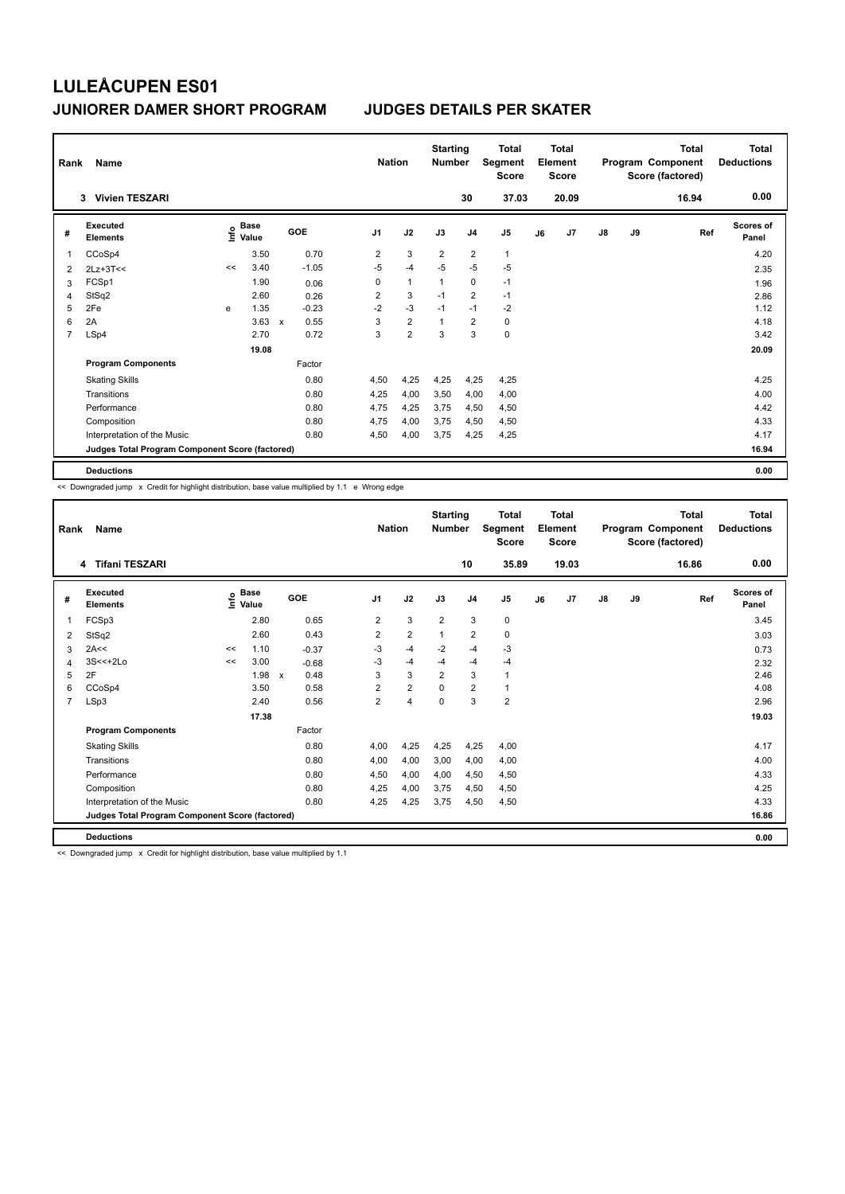# LULEÅCUPEN ES01

## JUNIORER DAMER SHORT PROGRAM JUDGES DETAILS PER SKATER

| Rank | Name | Nation | Starting Number | Total Segment Score | Total Element Score | Total Program Component Score (factored) | Total Deductions |
|---|---|---|---|---|---|---|---|
| 3 | Vivien TESZARI | | 30 | 37.03 | 20.09 | 16.94 | 0.00 |

| # | Executed Elements | Info | Base Value | | GOE | J1 | J2 | J3 | J4 | J5 | J6 | J7 | J8 | J9 | Ref | Scores of Panel |
|---|---|---|---|---|---|---|---|---|---|---|---|---|---|---|---|---|
| 1 | CCoSp4 | | 3.50 | | 0.70 | 2 | 3 | 2 | 2 | 1 | | | | | | 4.20 |
| 2 | 2Lz+3T<< | << | 3.40 | | -1.05 | -5 | -4 | -5 | -5 | -5 | | | | | | 2.35 |
| 3 | FCSp1 | | 1.90 | | 0.06 | 0 | 1 | 1 | 0 | -1 | | | | | | 1.96 |
| 4 | StSq2 | | 2.60 | | 0.26 | 2 | 3 | -1 | 2 | -1 | | | | | | 2.86 |
| 5 | 2Fe | e | 1.35 | | -0.23 | -2 | -3 | -1 | -1 | -2 | | | | | | 1.12 |
| 6 | 2A | | 3.63 | x | 0.55 | 3 | 2 | 1 | 2 | 0 | | | | | | 4.18 |
| 7 | LSp4 | | 2.70 | | 0.72 | 3 | 2 | 3 | 3 | 0 | | | | | | 3.42 |
| | | | 19.08 | | | | | | | | | | | | | 20.09 |
| | **Program Components** | | | | Factor | | | | | | | | | | | |
| | Skating Skills | | | | 0.80 | 4,50 | 4,25 | 4,25 | 4,25 | 4,25 | | | | | | 4.25 |
| | Transitions | | | | 0.80 | 4,25 | 4,00 | 3,50 | 4,00 | 4,00 | | | | | | 4.00 |
| | Performance | | | | 0.80 | 4,75 | 4,25 | 3,75 | 4,50 | 4,50 | | | | | | 4.42 |
| | Composition | | | | 0.80 | 4,75 | 4,00 | 3,75 | 4,50 | 4,50 | | | | | | 4.33 |
| | Interpretation of the Music | | | | 0.80 | 4,50 | 4,00 | 3,75 | 4,25 | 4,25 | | | | | | 4.17 |
| | **Judges Total Program Component Score (factored)** | | | | | | | | | | | | | | | 16.94 |
| | **Deductions** | | | | | | | | | | | | | | | 0.00 |

<< Downgraded jump x Credit for highlight distribution, base value multiplied by 1.1 e Wrong edge

| Rank | Name | Nation | Starting Number | Total Segment Score | Total Element Score | Total Program Component Score (factored) | Total Deductions |
|---|---|---|---|---|---|---|---|
| 4 | Tifani TESZARI | | 10 | 35.89 | 19.03 | 16.86 | 0.00 |

| # | Executed Elements | Info | Base Value | | GOE | J1 | J2 | J3 | J4 | J5 | J6 | J7 | J8 | J9 | Ref | Scores of Panel |
|---|---|---|---|---|---|---|---|---|---|---|---|---|---|---|---|---|
| 1 | FCSp3 | | 2.80 | | 0.65 | 2 | 3 | 2 | 3 | 0 | | | | | | 3.45 |
| 2 | StSq2 | | 2.60 | | 0.43 | 2 | 2 | 1 | 2 | 0 | | | | | | 3.03 |
| 3 | 2A<< | << | 1.10 | | -0.37 | -3 | -4 | -2 | -4 | -3 | | | | | | 0.73 |
| 4 | 3S<<+2Lo | << | 3.00 | | -0.68 | -3 | -4 | -4 | -4 | -4 | | | | | | 2.32 |
| 5 | 2F | | 1.98 | x | 0.48 | 3 | 3 | 2 | 3 | 1 | | | | | | 2.46 |
| 6 | CCoSp4 | | 3.50 | | 0.58 | 2 | 2 | 0 | 2 | 1 | | | | | | 4.08 |
| 7 | LSp3 | | 2.40 | | 0.56 | 2 | 4 | 0 | 3 | 2 | | | | | | 2.96 |
| | | | 17.38 | | | | | | | | | | | | | 19.03 |
| | **Program Components** | | | | Factor | | | | | | | | | | | |
| | Skating Skills | | | | 0.80 | 4,00 | 4,25 | 4,25 | 4,25 | 4,00 | | | | | | 4.17 |
| | Transitions | | | | 0.80 | 4,00 | 4,00 | 3,00 | 4,00 | 4,00 | | | | | | 4.00 |
| | Performance | | | | 0.80 | 4,50 | 4,00 | 4,00 | 4,50 | 4,50 | | | | | | 4.33 |
| | Composition | | | | 0.80 | 4,25 | 4,00 | 3,75 | 4,50 | 4,50 | | | | | | 4.25 |
| | Interpretation of the Music | | | | 0.80 | 4,25 | 4,25 | 3,75 | 4,50 | 4,50 | | | | | | 4.33 |
| | **Judges Total Program Component Score (factored)** | | | | | | | | | | | | | | | 16.86 |
| | **Deductions** | | | | | | | | | | | | | | | 0.00 |

<< Downgraded jump x Credit for highlight distribution, base value multiplied by 1.1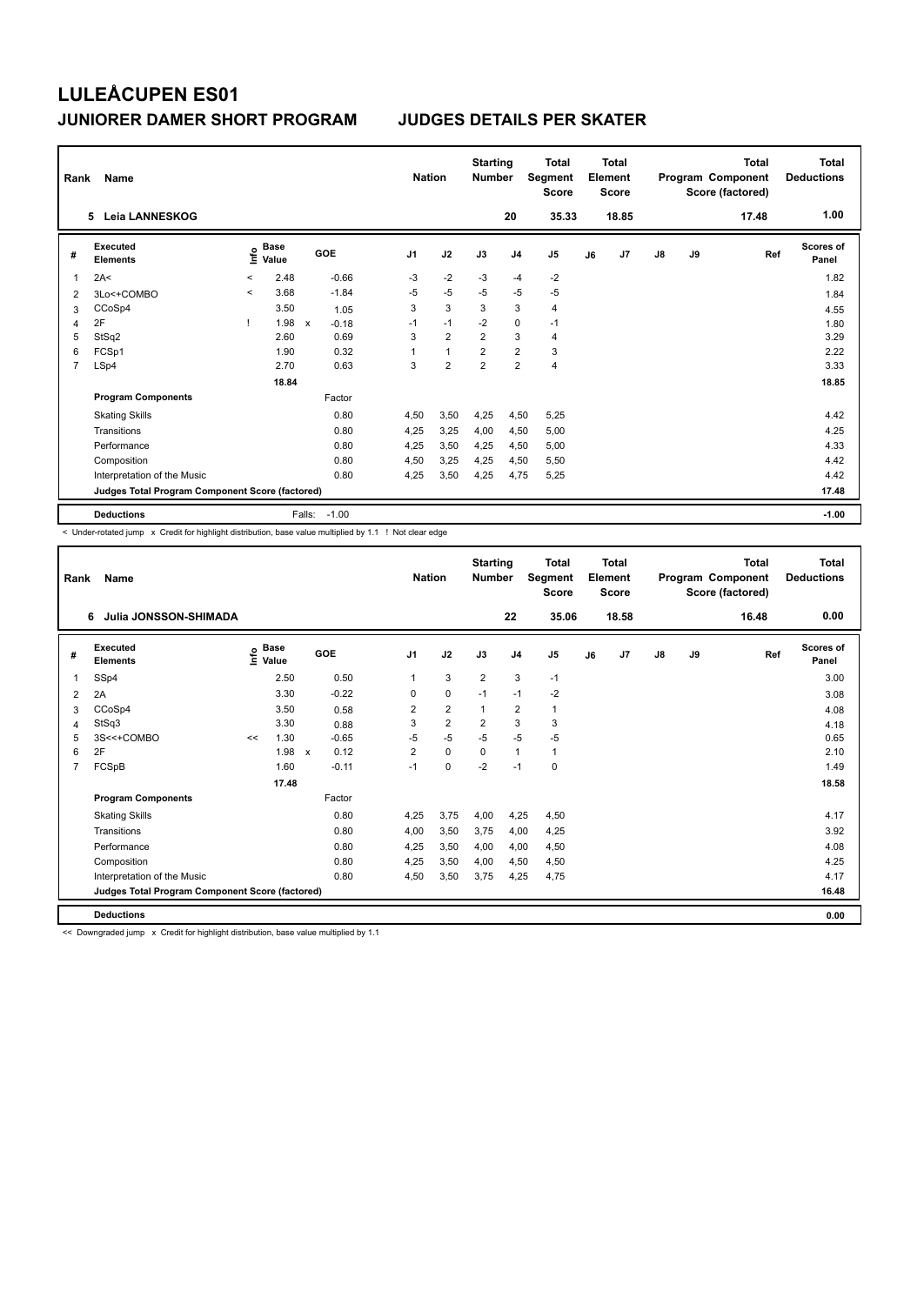# LULEÅCUPEN ES01

## JUNIORER DAMER SHORT PROGRAM

## JUDGES DETAILS PER SKATER

| Rank | Name | Nation | Starting Number | Total Segment Score | Total Element Score | Total Program Component Score (factored) | Total Deductions |
|---|---|---|---|---|---|---|---|
| 5 | Leia LANNESKOG | | 20 | 35.33 | 18.85 | 17.48 | 1.00 |

| # | Executed Elements | Info | Base Value | | GOE | J1 | J2 | J3 | J4 | J5 | J6 | J7 | J8 | J9 | Ref | Scores of Panel |
|---|---|---|---|---|---|---|---|---|---|---|---|---|---|---|---|---|
| 1 | 2A< | < | 2.48 | | -0.66 | -3 | -2 | -3 | -4 | -2 | | | | | | 1.82 |
| 2 | 3Lo<+COMBO | < | 3.68 | | -1.84 | -5 | -5 | -5 | -5 | -5 | | | | | | 1.84 |
| 3 | CCoSp4 | | 3.50 | | 1.05 | 3 | 3 | 3 | 3 | 4 | | | | | | 4.55 |
| 4 | 2F | ! | 1.98 | x | -0.18 | -1 | -1 | -2 | 0 | -1 | | | | | | 1.80 |
| 5 | StSq2 | | 2.60 | | 0.69 | 3 | 2 | 2 | 3 | 4 | | | | | | 3.29 |
| 6 | FCSp1 | | 1.90 | | 0.32 | 1 | 1 | 2 | 2 | 3 | | | | | | 2.22 |
| 7 | LSp4 | | 2.70 | | 0.63 | 3 | 2 | 2 | 2 | 4 | | | | | | 3.33 |
| | | | 18.84 | | | | | | | | | | | | | 18.85 |
| | **Program Components** | | | | Factor | | | | | | | | | | | |
| | Skating Skills | | | | 0.80 | 4,50 | 3,50 | 4,25 | 4,50 | 5,25 | | | | | | 4.42 |
| | Transitions | | | | 0.80 | 4,25 | 3,25 | 4,00 | 4,50 | 5,00 | | | | | | 4.25 |
| | Performance | | | | 0.80 | 4,25 | 3,50 | 4,25 | 4,50 | 5,00 | | | | | | 4.33 |
| | Composition | | | | 0.80 | 4,50 | 3,25 | 4,25 | 4,50 | 5,50 | | | | | | 4.42 |
| | Interpretation of the Music | | | | 0.80 | 4,25 | 3,50 | 4,25 | 4,75 | 5,25 | | | | | | 4.42 |
| | **Judges Total Program Component Score (factored)** | | | | | | | | | | | | | | | 17.48 |
| | **Deductions** | | | Falls: | -1.00 | | | | | | | | | | | -1.00 |

< Under-rotated jump x Credit for highlight distribution, base value multiplied by 1.1 ! Not clear edge

| Rank | Name | Nation | Starting Number | Total Segment Score | Total Element Score | Total Program Component Score (factored) | Total Deductions |
|---|---|---|---|---|---|---|---|
| 6 | Julia JONSSON-SHIMADA | | 22 | 35.06 | 18.58 | 16.48 | 0.00 |

| # | Executed Elements | Info | Base Value | | GOE | J1 | J2 | J3 | J4 | J5 | J6 | J7 | J8 | J9 | Ref | Scores of Panel |
|---|---|---|---|---|---|---|---|---|---|---|---|---|---|---|---|---|
| 1 | SSp4 | | 2.50 | | 0.50 | 1 | 3 | 2 | 3 | -1 | | | | | | 3.00 |
| 2 | 2A | | 3.30 | | -0.22 | 0 | 0 | -1 | -1 | -2 | | | | | | 3.08 |
| 3 | CCoSp4 | | 3.50 | | 0.58 | 2 | 2 | 1 | 2 | 1 | | | | | | 4.08 |
| 4 | StSq3 | | 3.30 | | 0.88 | 3 | 2 | 2 | 3 | 3 | | | | | | 4.18 |
| 5 | 3S<<+COMBO | << | 1.30 | | -0.65 | -5 | -5 | -5 | -5 | -5 | | | | | | 0.65 |
| 6 | 2F | | 1.98 | x | 0.12 | 2 | 0 | 0 | 1 | 1 | | | | | | 2.10 |
| 7 | FCSpB | | 1.60 | | -0.11 | -1 | 0 | -2 | -1 | 0 | | | | | | 1.49 |
| | | | 17.48 | | | | | | | | | | | | | 18.58 |
| | **Program Components** | | | | Factor | | | | | | | | | | | |
| | Skating Skills | | | | 0.80 | 4,25 | 3,75 | 4,00 | 4,25 | 4,50 | | | | | | 4.17 |
| | Transitions | | | | 0.80 | 4,00 | 3,50 | 3,75 | 4,00 | 4,25 | | | | | | 3.92 |
| | Performance | | | | 0.80 | 4,25 | 3,50 | 4,00 | 4,00 | 4,50 | | | | | | 4.08 |
| | Composition | | | | 0.80 | 4,25 | 3,50 | 4,00 | 4,50 | 4,50 | | | | | | 4.25 |
| | Interpretation of the Music | | | | 0.80 | 4,50 | 3,50 | 3,75 | 4,25 | 4,75 | | | | | | 4.17 |
| | **Judges Total Program Component Score (factored)** | | | | | | | | | | | | | | | 16.48 |
| | **Deductions** | | | | | | | | | | | | | | | 0.00 |

<< Downgraded jump x Credit for highlight distribution, base value multiplied by 1.1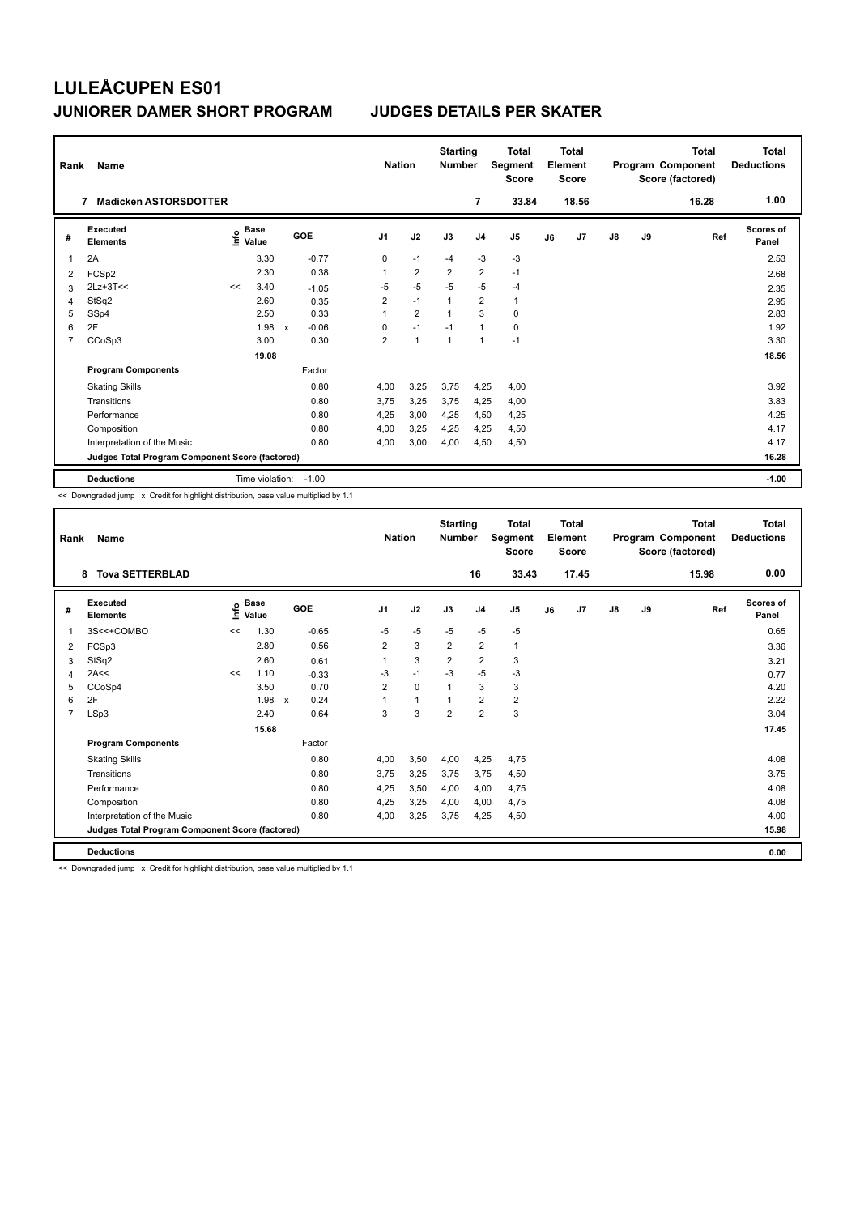# LULEÅCUPEN ES01

## JUNIORER DAMER SHORT PROGRAM JUDGES DETAILS PER SKATER

| Rank | Name | Nation | Starting Number | Total Segment Score | Total Element Score | Total Program Component Score (factored) | Total Deductions |
|---|---|---|---|---|---|---|---|
| 7 | Madicken ASTORSDOTTER | | 7 | 33.84 | 18.56 | 16.28 | 1.00 |

| # | Executed Elements | Info | Base Value | | GOE | J1 | J2 | J3 | J4 | J5 | J6 | J7 | J8 | J9 | Ref | Scores of Panel |
|---|---|---|---|---|---|---|---|---|---|---|---|---|---|---|---|---|
| 1 | 2A | | 3.30 | | -0.77 | 0 | -1 | -4 | -3 | -3 | | | | | | 2.53 |
| 2 | FCSp2 | | 2.30 | | 0.38 | 1 | 2 | 2 | 2 | -1 | | | | | | 2.68 |
| 3 | 2Lz+3T<< | << | 3.40 | | -1.05 | -5 | -5 | -5 | -5 | -4 | | | | | | 2.35 |
| 4 | StSq2 | | 2.60 | | 0.35 | 2 | -1 | 1 | 2 | 1 | | | | | | 2.95 |
| 5 | SSp4 | | 2.50 | | 0.33 | 1 | 2 | 1 | 3 | 0 | | | | | | 2.83 |
| 6 | 2F | | 1.98 | x | -0.06 | 0 | -1 | -1 | 1 | 0 | | | | | | 1.92 |
| 7 | CCoSp3 | | 3.00 | | 0.30 | 2 | 1 | 1 | 1 | -1 | | | | | | 3.30 |
| | | | 19.08 | | | | | | | | | | | | | 18.56 |
| | **Program Components** | | | | Factor | | | | | | | | | | | |
| | Skating Skills | | | | 0.80 | 4,00 | 3,25 | 3,75 | 4,25 | 4,00 | | | | | | 3.92 |
| | Transitions | | | | 0.80 | 3,75 | 3,25 | 3,75 | 4,25 | 4,00 | | | | | | 3.83 |
| | Performance | | | | 0.80 | 4,25 | 3,00 | 4,25 | 4,50 | 4,25 | | | | | | 4.25 |
| | Composition | | | | 0.80 | 4,00 | 3,25 | 4,25 | 4,25 | 4,50 | | | | | | 4.17 |
| | Interpretation of the Music | | | | 0.80 | 4,00 | 3,00 | 4,00 | 4,50 | 4,50 | | | | | | 4.17 |
| | **Judges Total Program Component Score (factored)** | | | | | | | | | | | | | | | 16.28 |
| | **Deductions** | | Time violation: | | -1.00 | | | | | | | | | | | -1.00 |

<< Downgraded jump x Credit for highlight distribution, base value multiplied by 1.1

| Rank | Name | Nation | Starting Number | Total Segment Score | Total Element Score | Total Program Component Score (factored) | Total Deductions |
|---|---|---|---|---|---|---|---|
| 8 | Tova SETTERBLAD | | 16 | 33.43 | 17.45 | 15.98 | 0.00 |

| # | Executed Elements | Info | Base Value | | GOE | J1 | J2 | J3 | J4 | J5 | J6 | J7 | J8 | J9 | Ref | Scores of Panel |
|---|---|---|---|---|---|---|---|---|---|---|---|---|---|---|---|---|
| 1 | 3S<<+COMBO | << | 1.30 | | -0.65 | -5 | -5 | -5 | -5 | -5 | | | | | | 0.65 |
| 2 | FCSp3 | | 2.80 | | 0.56 | 2 | 3 | 2 | 2 | 1 | | | | | | 3.36 |
| 3 | StSq2 | | 2.60 | | 0.61 | 1 | 3 | 2 | 2 | 3 | | | | | | 3.21 |
| 4 | 2A<< | << | 1.10 | | -0.33 | -3 | -1 | -3 | -5 | -3 | | | | | | 0.77 |
| 5 | CCoSp4 | | 3.50 | | 0.70 | 2 | 0 | 1 | 3 | 3 | | | | | | 4.20 |
| 6 | 2F | | 1.98 | x | 0.24 | 1 | 1 | 1 | 2 | 2 | | | | | | 2.22 |
| 7 | LSp3 | | 2.40 | | 0.64 | 3 | 3 | 2 | 2 | 3 | | | | | | 3.04 |
| | | | 15.68 | | | | | | | | | | | | | 17.45 |
| | **Program Components** | | | | Factor | | | | | | | | | | | |
| | Skating Skills | | | | 0.80 | 4,00 | 3,50 | 4,00 | 4,25 | 4,75 | | | | | | 4.08 |
| | Transitions | | | | 0.80 | 3,75 | 3,25 | 3,75 | 3,75 | 4,50 | | | | | | 3.75 |
| | Performance | | | | 0.80 | 4,25 | 3,50 | 4,00 | 4,00 | 4,75 | | | | | | 4.08 |
| | Composition | | | | 0.80 | 4,25 | 3,25 | 4,00 | 4,00 | 4,75 | | | | | | 4.08 |
| | Interpretation of the Music | | | | 0.80 | 4,00 | 3,25 | 3,75 | 4,25 | 4,50 | | | | | | 4.00 |
| | **Judges Total Program Component Score (factored)** | | | | | | | | | | | | | | | 15.98 |
| | **Deductions** | | | | | | | | | | | | | | | 0.00 |

<< Downgraded jump x Credit for highlight distribution, base value multiplied by 1.1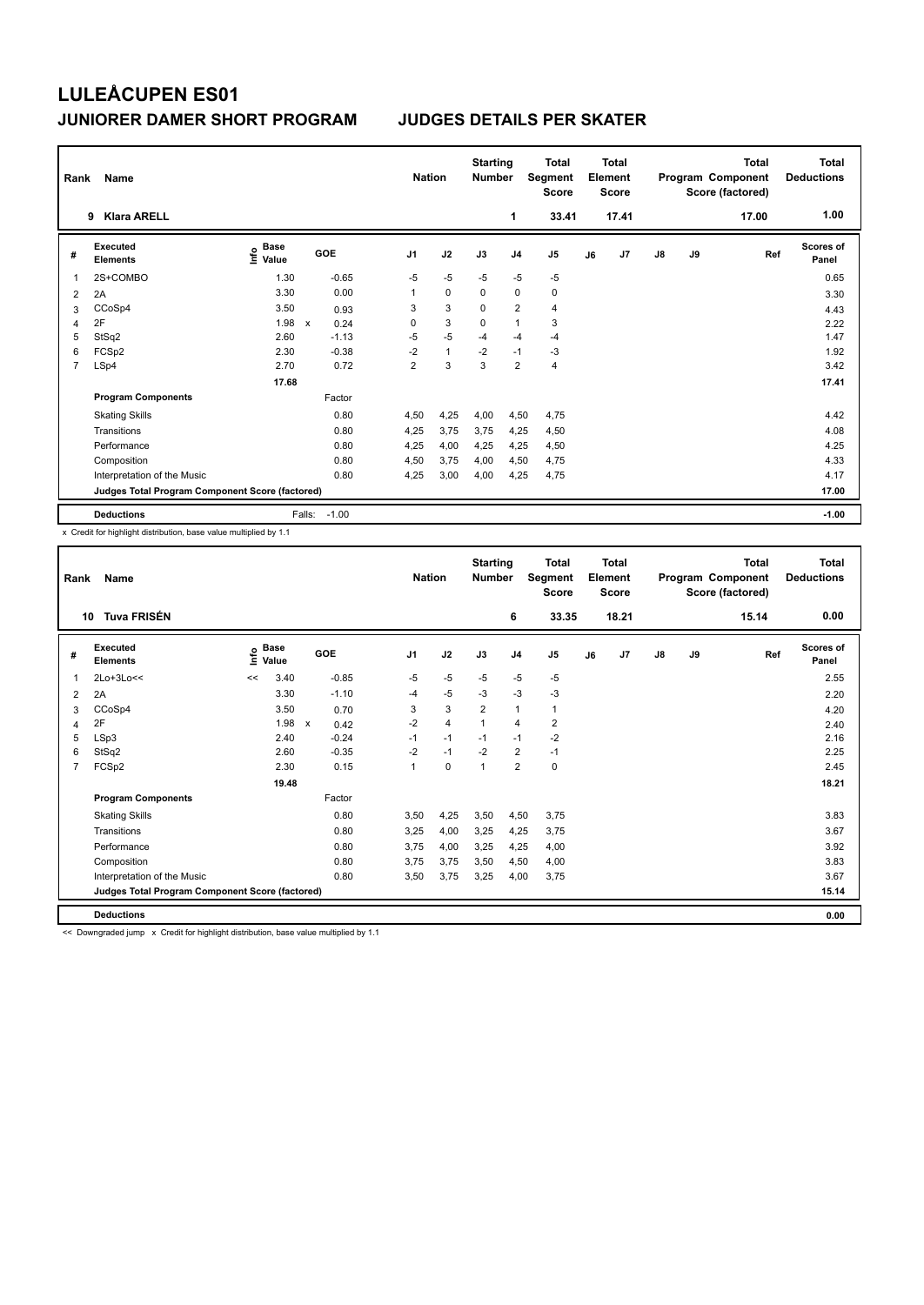# LULEÅCUPEN ES01

## JUNIORER DAMER SHORT PROGRAM — JUDGES DETAILS PER SKATER

| Rank | Name | Nation | Starting Number | Total Segment Score | Total Element Score | Total Program Component Score (factored) | Total Deductions |
|---|---|---|---|---|---|---|---|
| 9 | Klara ARELL | | 1 | 33.41 | 17.41 | 17.00 | 1.00 |

| # | Executed Elements | Info | Base Value | | GOE | J1 | J2 | J3 | J4 | J5 | J6 | J7 | J8 | J9 | Ref | Scores of Panel |
|---|---|---|---|---|---|---|---|---|---|---|---|---|---|---|---|---|
| 1 | 2S+COMBO | | 1.30 | | -0.65 | -5 | -5 | -5 | -5 | -5 | | | | | | 0.65 |
| 2 | 2A | | 3.30 | | 0.00 | 1 | 0 | 0 | 0 | 0 | | | | | | 3.30 |
| 3 | CCoSp4 | | 3.50 | | 0.93 | 3 | 3 | 0 | 2 | 4 | | | | | | 4.43 |
| 4 | 2F | | 1.98 | x | 0.24 | 0 | 3 | 0 | 1 | 3 | | | | | | 2.22 |
| 5 | StSq2 | | 2.60 | | -1.13 | -5 | -5 | -4 | -4 | -4 | | | | | | 1.47 |
| 6 | FCSp2 | | 2.30 | | -0.38 | -2 | 1 | -2 | -1 | -3 | | | | | | 1.92 |
| 7 | LSp4 | | 2.70 | | 0.72 | 2 | 3 | 3 | 2 | 4 | | | | | | 3.42 |
| | | | 17.68 | | | | | | | | | | | | | 17.41 |
| | **Program Components** | | | | Factor | | | | | | | | | | | |
| | Skating Skills | | | | 0.80 | 4,50 | 4,25 | 4,00 | 4,50 | 4,75 | | | | | | 4.42 |
| | Transitions | | | | 0.80 | 4,25 | 3,75 | 3,75 | 4,25 | 4,50 | | | | | | 4.08 |
| | Performance | | | | 0.80 | 4,25 | 4,00 | 4,25 | 4,25 | 4,50 | | | | | | 4.25 |
| | Composition | | | | 0.80 | 4,50 | 3,75 | 4,00 | 4,50 | 4,75 | | | | | | 4.33 |
| | Interpretation of the Music | | | | 0.80 | 4,25 | 3,00 | 4,00 | 4,25 | 4,75 | | | | | | 4.17 |
| | **Judges Total Program Component Score (factored)** | | | | | | | | | | | | | | | 17.00 |
| | **Deductions** | | | Falls: | -1.00 | | | | | | | | | | | -1.00 |

x Credit for highlight distribution, base value multiplied by 1.1

| Rank | Name | Nation | Starting Number | Total Segment Score | Total Element Score | Total Program Component Score (factored) | Total Deductions |
|---|---|---|---|---|---|---|---|
| 10 | Tuva FRISÉN | | 6 | 33.35 | 18.21 | 15.14 | 0.00 |

| # | Executed Elements | Info | Base Value | | GOE | J1 | J2 | J3 | J4 | J5 | J6 | J7 | J8 | J9 | Ref | Scores of Panel |
|---|---|---|---|---|---|---|---|---|---|---|---|---|---|---|---|---|
| 1 | 2Lo+3Lo<< | << | 3.40 | | -0.85 | -5 | -5 | -5 | -5 | -5 | | | | | | 2.55 |
| 2 | 2A | | 3.30 | | -1.10 | -4 | -5 | -3 | -3 | -3 | | | | | | 2.20 |
| 3 | CCoSp4 | | 3.50 | | 0.70 | 3 | 3 | 2 | 1 | 1 | | | | | | 4.20 |
| 4 | 2F | | 1.98 | x | 0.42 | -2 | 4 | 1 | 4 | 2 | | | | | | 2.40 |
| 5 | LSp3 | | 2.40 | | -0.24 | -1 | -1 | -1 | -1 | -2 | | | | | | 2.16 |
| 6 | StSq2 | | 2.60 | | -0.35 | -2 | -1 | -2 | 2 | -1 | | | | | | 2.25 |
| 7 | FCSp2 | | 2.30 | | 0.15 | 1 | 0 | 1 | 2 | 0 | | | | | | 2.45 |
| | | | 19.48 | | | | | | | | | | | | | 18.21 |
| | **Program Components** | | | | Factor | | | | | | | | | | | |
| | Skating Skills | | | | 0.80 | 3,50 | 4,25 | 3,50 | 4,50 | 3,75 | | | | | | 3.83 |
| | Transitions | | | | 0.80 | 3,25 | 4,00 | 3,25 | 4,25 | 3,75 | | | | | | 3.67 |
| | Performance | | | | 0.80 | 3,75 | 4,00 | 3,25 | 4,25 | 4,00 | | | | | | 3.92 |
| | Composition | | | | 0.80 | 3,75 | 3,75 | 3,50 | 4,50 | 4,00 | | | | | | 3.83 |
| | Interpretation of the Music | | | | 0.80 | 3,50 | 3,75 | 3,25 | 4,00 | 3,75 | | | | | | 3.67 |
| | **Judges Total Program Component Score (factored)** | | | | | | | | | | | | | | | 15.14 |
| | **Deductions** | | | | | | | | | | | | | | | 0.00 |

<< Downgraded jump x Credit for highlight distribution, base value multiplied by 1.1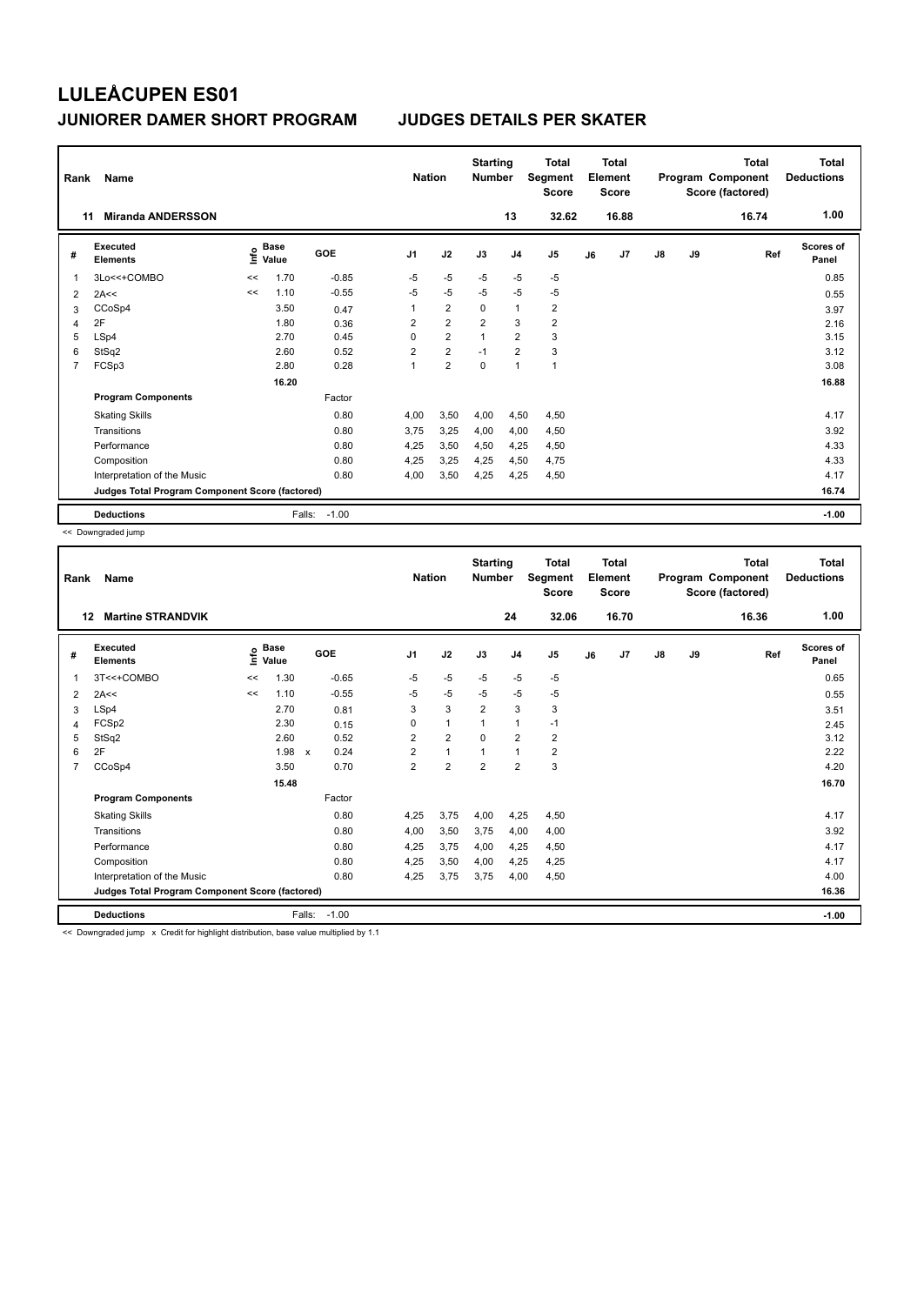# LULEÅCUPEN ES01

## JUNIORER DAMER SHORT PROGRAM — JUDGES DETAILS PER SKATER

| Rank | Name | Nation | Starting Number | Total Segment Score | Total Element Score | Total Program Component Score (factored) | Total Deductions |
|---|---|---|---|---|---|---|---|
| 11 | Miranda ANDERSSON | | 13 | 32.62 | 16.88 | 16.74 | 1.00 |

| # | Executed Elements | Info | Base Value | GOE | J1 | J2 | J3 | J4 | J5 | J6 | J7 | J8 | J9 | Ref | Scores of Panel |
|---|---|---|---|---|---|---|---|---|---|---|---|---|---|---|---|
| 1 | 3Lo<<+COMBO | << | 1.70 | -0.85 | -5 | -5 | -5 | -5 | -5 | | | | | | 0.85 |
| 2 | 2A<< | << | 1.10 | -0.55 | -5 | -5 | -5 | -5 | -5 | | | | | | 0.55 |
| 3 | CCoSp4 | | 3.50 | 0.47 | 1 | 2 | 0 | 1 | 2 | | | | | | 3.97 |
| 4 | 2F | | 1.80 | 0.36 | 2 | 2 | 2 | 3 | 2 | | | | | | 2.16 |
| 5 | LSp4 | | 2.70 | 0.45 | 0 | 2 | 1 | 2 | 3 | | | | | | 3.15 |
| 6 | StSq2 | | 2.60 | 0.52 | 2 | 2 | -1 | 2 | 3 | | | | | | 3.12 |
| 7 | FCSp3 | | 2.80 | 0.28 | 1 | 2 | 0 | 1 | 1 | | | | | | 3.08 |
| | | | 16.20 | | | | | | | | | | | | 16.88 |
| | **Program Components** | | | Factor | | | | | | | | | | | |
| | Skating Skills | | | 0.80 | 4,00 | 3,50 | 4,00 | 4,50 | 4,50 | | | | | | 4.17 |
| | Transitions | | | 0.80 | 3,75 | 3,25 | 4,00 | 4,00 | 4,50 | | | | | | 3.92 |
| | Performance | | | 0.80 | 4,25 | 3,50 | 4,50 | 4,25 | 4,50 | | | | | | 4.33 |
| | Composition | | | 0.80 | 4,25 | 3,25 | 4,25 | 4,50 | 4,75 | | | | | | 4.33 |
| | Interpretation of the Music | | | 0.80 | 4,00 | 3,50 | 4,25 | 4,25 | 4,50 | | | | | | 4.17 |
| | **Judges Total Program Component Score (factored)** | | | | | | | | | | | | | | 16.74 |
| | **Deductions** | | Falls: | -1.00 | | | | | | | | | | | -1.00 |

<< Downgraded jump

| Rank | Name | Nation | Starting Number | Total Segment Score | Total Element Score | Total Program Component Score (factored) | Total Deductions |
|---|---|---|---|---|---|---|---|
| 12 | Martine STRANDVIK | | 24 | 32.06 | 16.70 | 16.36 | 1.00 |

| # | Executed Elements | Info | Base Value | GOE | J1 | J2 | J3 | J4 | J5 | J6 | J7 | J8 | J9 | Ref | Scores of Panel |
|---|---|---|---|---|---|---|---|---|---|---|---|---|---|---|---|
| 1 | 3T<<+COMBO | << | 1.30 | -0.65 | -5 | -5 | -5 | -5 | -5 | | | | | | 0.65 |
| 2 | 2A<< | << | 1.10 | -0.55 | -5 | -5 | -5 | -5 | -5 | | | | | | 0.55 |
| 3 | LSp4 | | 2.70 | 0.81 | 3 | 3 | 2 | 3 | 3 | | | | | | 3.51 |
| 4 | FCSp2 | | 2.30 | 0.15 | 0 | 1 | 1 | 1 | -1 | | | | | | 2.45 |
| 5 | StSq2 | | 2.60 | 0.52 | 2 | 2 | 0 | 2 | 2 | | | | | | 3.12 |
| 6 | 2F | | 1.98 x | 0.24 | 2 | 1 | 1 | 1 | 2 | | | | | | 2.22 |
| 7 | CCoSp4 | | 3.50 | 0.70 | 2 | 2 | 2 | 2 | 3 | | | | | | 4.20 |
| | | | 15.48 | | | | | | | | | | | | 16.70 |
| | **Program Components** | | | Factor | | | | | | | | | | | |
| | Skating Skills | | | 0.80 | 4,25 | 3,75 | 4,00 | 4,25 | 4,50 | | | | | | 4.17 |
| | Transitions | | | 0.80 | 4,00 | 3,50 | 3,75 | 4,00 | 4,00 | | | | | | 3.92 |
| | Performance | | | 0.80 | 4,25 | 3,75 | 4,00 | 4,25 | 4,50 | | | | | | 4.17 |
| | Composition | | | 0.80 | 4,25 | 3,50 | 4,00 | 4,25 | 4,25 | | | | | | 4.17 |
| | Interpretation of the Music | | | 0.80 | 4,25 | 3,75 | 3,75 | 4,00 | 4,50 | | | | | | 4.00 |
| | **Judges Total Program Component Score (factored)** | | | | | | | | | | | | | | 16.36 |
| | **Deductions** | | Falls: | -1.00 | | | | | | | | | | | -1.00 |

<< Downgraded jump x Credit for highlight distribution, base value multiplied by 1.1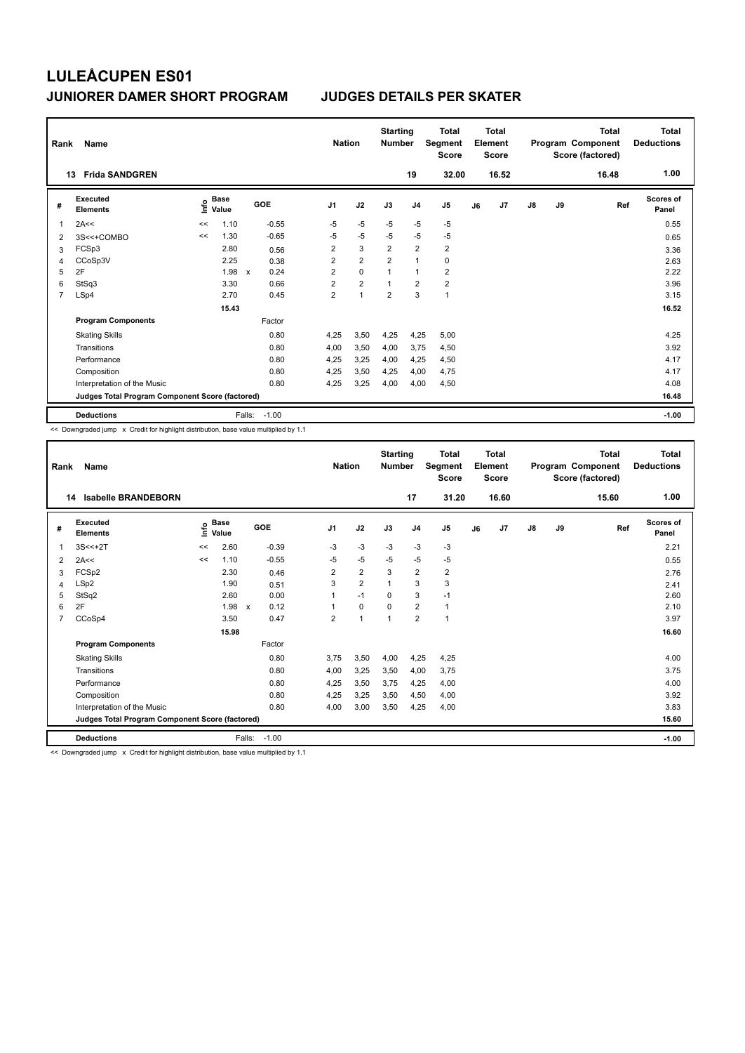# LULEÅCUPEN ES01

## JUNIORER DAMER SHORT PROGRAM JUDGES DETAILS PER SKATER

| Rank | Name | Nation | Starting Number | Total Segment Score | Total Element Score | Total Program Component Score (factored) | Total Deductions |
|---|---|---|---|---|---|---|---|
| 13 | Frida SANDGREN | | 19 | 32.00 | 16.52 | 16.48 | 1.00 |

| # | Executed Elements | Info | Base Value | | GOE | J1 | J2 | J3 | J4 | J5 | J6 | J7 | J8 | J9 | Ref | Scores of Panel |
|---|---|---|---|---|---|---|---|---|---|---|---|---|---|---|---|---|
| 1 | 2A<< | << | 1.10 | | -0.55 | -5 | -5 | -5 | -5 | -5 | | | | | | 0.55 |
| 2 | 3S<<+COMBO | << | 1.30 | | -0.65 | -5 | -5 | -5 | -5 | -5 | | | | | | 0.65 |
| 3 | FCSp3 | | 2.80 | | 0.56 | 2 | 3 | 2 | 2 | 2 | | | | | | 3.36 |
| 4 | CCoSp3V | | 2.25 | | 0.38 | 2 | 2 | 2 | 1 | 0 | | | | | | 2.63 |
| 5 | 2F | | 1.98 | x | 0.24 | 2 | 0 | 1 | 1 | 2 | | | | | | 2.22 |
| 6 | StSq3 | | 3.30 | | 0.66 | 2 | 2 | 1 | 2 | 2 | | | | | | 3.96 |
| 7 | LSp4 | | 2.70 | | 0.45 | 2 | 1 | 2 | 3 | 1 | | | | | | 3.15 |
| | | | 15.43 | | | | | | | | | | | | | 16.52 |
| | **Program Components** | | | | Factor | | | | | | | | | | | |
| | Skating Skills | | | | 0.80 | 4,25 | 3,50 | 4,25 | 4,25 | 5,00 | | | | | | 4.25 |
| | Transitions | | | | 0.80 | 4,00 | 3,50 | 4,00 | 3,75 | 4,50 | | | | | | 3.92 |
| | Performance | | | | 0.80 | 4,25 | 3,25 | 4,00 | 4,25 | 4,50 | | | | | | 4.17 |
| | Composition | | | | 0.80 | 4,25 | 3,50 | 4,25 | 4,00 | 4,75 | | | | | | 4.17 |
| | Interpretation of the Music | | | | 0.80 | 4,25 | 3,25 | 4,00 | 4,00 | 4,50 | | | | | | 4.08 |
| | **Judges Total Program Component Score (factored)** | | | | | | | | | | | | | | | 16.48 |
| | **Deductions** | | | Falls: | -1.00 | | | | | | | | | | | -1.00 |

<< Downgraded jump x Credit for highlight distribution, base value multiplied by 1.1

| Rank | Name | Nation | Starting Number | Total Segment Score | Total Element Score | Total Program Component Score (factored) | Total Deductions |
|---|---|---|---|---|---|---|---|
| 14 | Isabelle BRANDEBORN | | 17 | 31.20 | 16.60 | 15.60 | 1.00 |

| # | Executed Elements | Info | Base Value | | GOE | J1 | J2 | J3 | J4 | J5 | J6 | J7 | J8 | J9 | Ref | Scores of Panel |
|---|---|---|---|---|---|---|---|---|---|---|---|---|---|---|---|---|
| 1 | 3S<<+2T | << | 2.60 | | -0.39 | -3 | -3 | -3 | -3 | -3 | | | | | | 2.21 |
| 2 | 2A<< | << | 1.10 | | -0.55 | -5 | -5 | -5 | -5 | -5 | | | | | | 0.55 |
| 3 | FCSp2 | | 2.30 | | 0.46 | 2 | 2 | 3 | 2 | 2 | | | | | | 2.76 |
| 4 | LSp2 | | 1.90 | | 0.51 | 3 | 2 | 1 | 3 | 3 | | | | | | 2.41 |
| 5 | StSq2 | | 2.60 | | 0.00 | 1 | -1 | 0 | 3 | -1 | | | | | | 2.60 |
| 6 | 2F | | 1.98 | x | 0.12 | 1 | 0 | 0 | 2 | 1 | | | | | | 2.10 |
| 7 | CCoSp4 | | 3.50 | | 0.47 | 2 | 1 | 1 | 2 | 1 | | | | | | 3.97 |
| | | | 15.98 | | | | | | | | | | | | | 16.60 |
| | **Program Components** | | | | Factor | | | | | | | | | | | |
| | Skating Skills | | | | 0.80 | 3,75 | 3,50 | 4,00 | 4,25 | 4,25 | | | | | | 4.00 |
| | Transitions | | | | 0.80 | 4,00 | 3,25 | 3,50 | 4,00 | 3,75 | | | | | | 3.75 |
| | Performance | | | | 0.80 | 4,25 | 3,50 | 3,75 | 4,25 | 4,00 | | | | | | 4.00 |
| | Composition | | | | 0.80 | 4,25 | 3,25 | 3,50 | 4,50 | 4,00 | | | | | | 3.92 |
| | Interpretation of the Music | | | | 0.80 | 4,00 | 3,00 | 3,50 | 4,25 | 4,00 | | | | | | 3.83 |
| | **Judges Total Program Component Score (factored)** | | | | | | | | | | | | | | | 15.60 |
| | **Deductions** | | | Falls: | -1.00 | | | | | | | | | | | -1.00 |

<< Downgraded jump x Credit for highlight distribution, base value multiplied by 1.1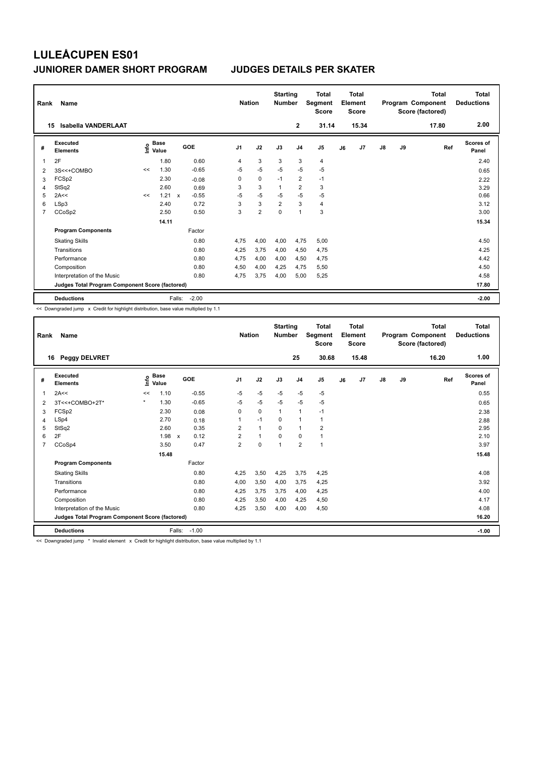# LULEÅCUPEN ES01

## JUNIORER DAMER SHORT PROGRAM JUDGES DETAILS PER SKATER

| Rank | Name | Nation | Starting Number | Total Segment Score | Total Element Score | Total Program Component Score (factored) | Total Deductions |
|---|---|---|---|---|---|---|---|
| 15 | Isabella VANDERLAAT | | 2 | 31.14 | 15.34 | 17.80 | 2.00 |

| # | Executed Elements | Info | Base Value | | GOE | J1 | J2 | J3 | J4 | J5 | J6 | J7 | J8 | J9 | Ref | Scores of Panel |
|---|---|---|---|---|---|---|---|---|---|---|---|---|---|---|---|---|
| 1 | 2F | | 1.80 | | 0.60 | 4 | 3 | 3 | 3 | 4 | | | | | | 2.40 |
| 2 | 3S<<+COMBO | << | 1.30 | | -0.65 | -5 | -5 | -5 | -5 | -5 | | | | | | 0.65 |
| 3 | FCSp2 | | 2.30 | | -0.08 | 0 | 0 | -1 | 2 | -1 | | | | | | 2.22 |
| 4 | StSq2 | | 2.60 | | 0.69 | 3 | 3 | 1 | 2 | 3 | | | | | | 3.29 |
| 5 | 2A<< | << | 1.21 | x | -0.55 | -5 | -5 | -5 | -5 | -5 | | | | | | 0.66 |
| 6 | LSp3 | | 2.40 | | 0.72 | 3 | 3 | 2 | 3 | 4 | | | | | | 3.12 |
| 7 | CCoSp2 | | 2.50 | | 0.50 | 3 | 2 | 0 | 1 | 3 | | | | | | 3.00 |
| | | | 14.11 | | | | | | | | | | | | | 15.34 |
| | **Program Components** | | | | Factor | | | | | | | | | | | |
| | Skating Skills | | | | 0.80 | 4,75 | 4,00 | 4,00 | 4,75 | 5,00 | | | | | | 4.50 |
| | Transitions | | | | 0.80 | 4,25 | 3,75 | 4,00 | 4,50 | 4,75 | | | | | | 4.25 |
| | Performance | | | | 0.80 | 4,75 | 4,00 | 4,00 | 4,50 | 4,75 | | | | | | 4.42 |
| | Composition | | | | 0.80 | 4,50 | 4,00 | 4,25 | 4,75 | 5,50 | | | | | | 4.50 |
| | Interpretation of the Music | | | | 0.80 | 4,75 | 3,75 | 4,00 | 5,00 | 5,25 | | | | | | 4.58 |
| | **Judges Total Program Component Score (factored)** | | | | | | | | | | | | | | | 17.80 |
| | **Deductions** | | | Falls: | -2.00 | | | | | | | | | | | -2.00 |

<< Downgraded jump x Credit for highlight distribution, base value multiplied by 1.1

| Rank | Name | Nation | Starting Number | Total Segment Score | Total Element Score | Total Program Component Score (factored) | Total Deductions |
|---|---|---|---|---|---|---|---|
| 16 | Peggy DELVRET | | 25 | 30.68 | 15.48 | 16.20 | 1.00 |

| # | Executed Elements | Info | Base Value | | GOE | J1 | J2 | J3 | J4 | J5 | J6 | J7 | J8 | J9 | Ref | Scores of Panel |
|---|---|---|---|---|---|---|---|---|---|---|---|---|---|---|---|---|
| 1 | 2A<< | << | 1.10 | | -0.55 | -5 | -5 | -5 | -5 | -5 | | | | | | 0.55 |
| 2 | 3T<<+COMBO+2T* | * | 1.30 | | -0.65 | -5 | -5 | -5 | -5 | -5 | | | | | | 0.65 |
| 3 | FCSp2 | | 2.30 | | 0.08 | 0 | 0 | 1 | 1 | -1 | | | | | | 2.38 |
| 4 | LSp4 | | 2.70 | | 0.18 | 1 | -1 | 0 | 1 | 1 | | | | | | 2.88 |
| 5 | StSq2 | | 2.60 | | 0.35 | 2 | 1 | 0 | 1 | 2 | | | | | | 2.95 |
| 6 | 2F | | 1.98 | x | 0.12 | 2 | 1 | 0 | 0 | 1 | | | | | | 2.10 |
| 7 | CCoSp4 | | 3.50 | | 0.47 | 2 | 0 | 1 | 2 | 1 | | | | | | 3.97 |
| | | | 15.48 | | | | | | | | | | | | | 15.48 |
| | **Program Components** | | | | Factor | | | | | | | | | | | |
| | Skating Skills | | | | 0.80 | 4,25 | 3,50 | 4,25 | 3,75 | 4,25 | | | | | | 4.08 |
| | Transitions | | | | 0.80 | 4,00 | 3,50 | 4,00 | 3,75 | 4,25 | | | | | | 3.92 |
| | Performance | | | | 0.80 | 4,25 | 3,75 | 3,75 | 4,00 | 4,25 | | | | | | 4.00 |
| | Composition | | | | 0.80 | 4,25 | 3,50 | 4,00 | 4,25 | 4,50 | | | | | | 4.17 |
| | Interpretation of the Music | | | | 0.80 | 4,25 | 3,50 | 4,00 | 4,00 | 4,50 | | | | | | 4.08 |
| | **Judges Total Program Component Score (factored)** | | | | | | | | | | | | | | | 16.20 |
| | **Deductions** | | | Falls: | -1.00 | | | | | | | | | | | -1.00 |

<< Downgraded jump * Invalid element x Credit for highlight distribution, base value multiplied by 1.1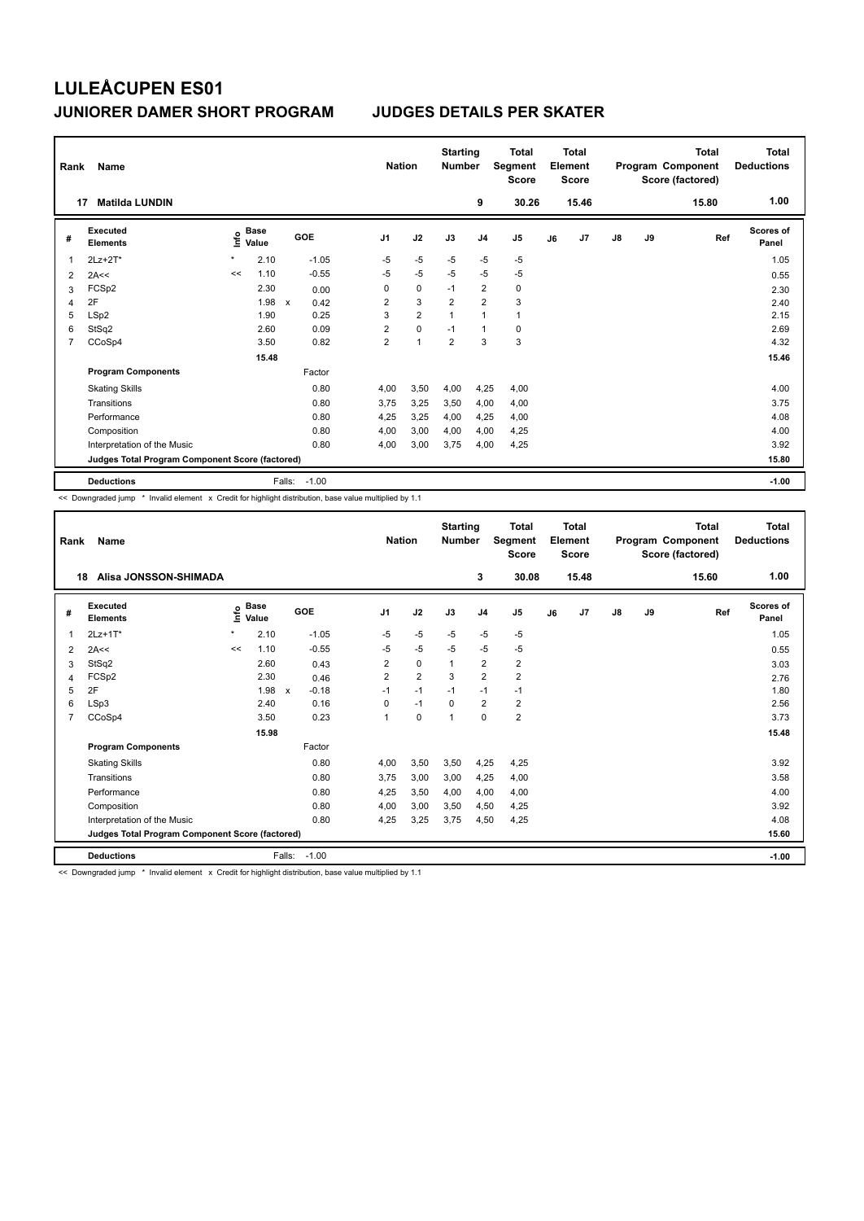# LULEÅCUPEN ES01

## JUNIORER DAMER SHORT PROGRAM JUDGES DETAILS PER SKATER

| Rank | Name | Nation | Starting Number | Total Segment Score | Total Element Score | Total Program Component Score (factored) | Total Deductions |
|---|---|---|---|---|---|---|---|
| 17 | Matilda LUNDIN | | 9 | 30.26 | 15.46 | 15.80 | 1.00 |

| # | Executed Elements | Info | Base Value | | GOE | J1 | J2 | J3 | J4 | J5 | J6 | J7 | J8 | J9 | Ref | Scores of Panel |
|---|---|---|---|---|---|---|---|---|---|---|---|---|---|---|---|---|
| 1 | 2Lz+2T* | * | 2.10 | | -1.05 | -5 | -5 | -5 | -5 | -5 | | | | | | 1.05 |
| 2 | 2A<< | << | 1.10 | | -0.55 | -5 | -5 | -5 | -5 | -5 | | | | | | 0.55 |
| 3 | FCSp2 | | 2.30 | | 0.00 | 0 | 0 | -1 | 2 | 0 | | | | | | 2.30 |
| 4 | 2F | | 1.98 | x | 0.42 | 2 | 3 | 2 | 2 | 3 | | | | | | 2.40 |
| 5 | LSp2 | | 1.90 | | 0.25 | 3 | 2 | 1 | 1 | 1 | | | | | | 2.15 |
| 6 | StSq2 | | 2.60 | | 0.09 | 2 | 0 | -1 | 1 | 0 | | | | | | 2.69 |
| 7 | CCoSp4 | | 3.50 | | 0.82 | 2 | 1 | 2 | 3 | 3 | | | | | | 4.32 |
| | | | 15.48 | | | | | | | | | | | | | 15.46 |
| | **Program Components** | | | | Factor | | | | | | | | | | | |
| | Skating Skills | | | | 0.80 | 4,00 | 3,50 | 4,00 | 4,25 | 4,00 | | | | | | 4.00 |
| | Transitions | | | | 0.80 | 3,75 | 3,25 | 3,50 | 4,00 | 4,00 | | | | | | 3.75 |
| | Performance | | | | 0.80 | 4,25 | 3,25 | 4,00 | 4,25 | 4,00 | | | | | | 4.08 |
| | Composition | | | | 0.80 | 4,00 | 3,00 | 4,00 | 4,00 | 4,25 | | | | | | 4.00 |
| | Interpretation of the Music | | | | 0.80 | 4,00 | 3,00 | 3,75 | 4,00 | 4,25 | | | | | | 3.92 |
| | **Judges Total Program Component Score (factored)** | | | | | | | | | | | | | | | 15.80 |
| | **Deductions** | | | Falls: | -1.00 | | | | | | | | | | | -1.00 |

<< Downgraded jump * Invalid element x Credit for highlight distribution, base value multiplied by 1.1

| Rank | Name | Nation | Starting Number | Total Segment Score | Total Element Score | Total Program Component Score (factored) | Total Deductions |
|---|---|---|---|---|---|---|---|
| 18 | Alisa JONSSON-SHIMADA | | 3 | 30.08 | 15.48 | 15.60 | 1.00 |

| # | Executed Elements | Info | Base Value | | GOE | J1 | J2 | J3 | J4 | J5 | J6 | J7 | J8 | J9 | Ref | Scores of Panel |
|---|---|---|---|---|---|---|---|---|---|---|---|---|---|---|---|---|
| 1 | 2Lz+1T* | * | 2.10 | | -1.05 | -5 | -5 | -5 | -5 | -5 | | | | | | 1.05 |
| 2 | 2A<< | << | 1.10 | | -0.55 | -5 | -5 | -5 | -5 | -5 | | | | | | 0.55 |
| 3 | StSq2 | | 2.60 | | 0.43 | 2 | 0 | 1 | 2 | 2 | | | | | | 3.03 |
| 4 | FCSp2 | | 2.30 | | 0.46 | 2 | 2 | 3 | 2 | 2 | | | | | | 2.76 |
| 5 | 2F | | 1.98 | x | -0.18 | -1 | -1 | -1 | -1 | -1 | | | | | | 1.80 |
| 6 | LSp3 | | 2.40 | | 0.16 | 0 | -1 | 0 | 2 | 2 | | | | | | 2.56 |
| 7 | CCoSp4 | | 3.50 | | 0.23 | 1 | 0 | 1 | 0 | 2 | | | | | | 3.73 |
| | | | 15.98 | | | | | | | | | | | | | 15.48 |
| | **Program Components** | | | | Factor | | | | | | | | | | | |
| | Skating Skills | | | | 0.80 | 4,00 | 3,50 | 3,50 | 4,25 | 4,25 | | | | | | 3.92 |
| | Transitions | | | | 0.80 | 3,75 | 3,00 | 3,00 | 4,25 | 4,00 | | | | | | 3.58 |
| | Performance | | | | 0.80 | 4,25 | 3,50 | 4,00 | 4,00 | 4,00 | | | | | | 4.00 |
| | Composition | | | | 0.80 | 4,00 | 3,00 | 3,50 | 4,50 | 4,25 | | | | | | 3.92 |
| | Interpretation of the Music | | | | 0.80 | 4,25 | 3,25 | 3,75 | 4,50 | 4,25 | | | | | | 4.08 |
| | **Judges Total Program Component Score (factored)** | | | | | | | | | | | | | | | 15.60 |
| | **Deductions** | | | Falls: | -1.00 | | | | | | | | | | | -1.00 |

<< Downgraded jump * Invalid element x Credit for highlight distribution, base value multiplied by 1.1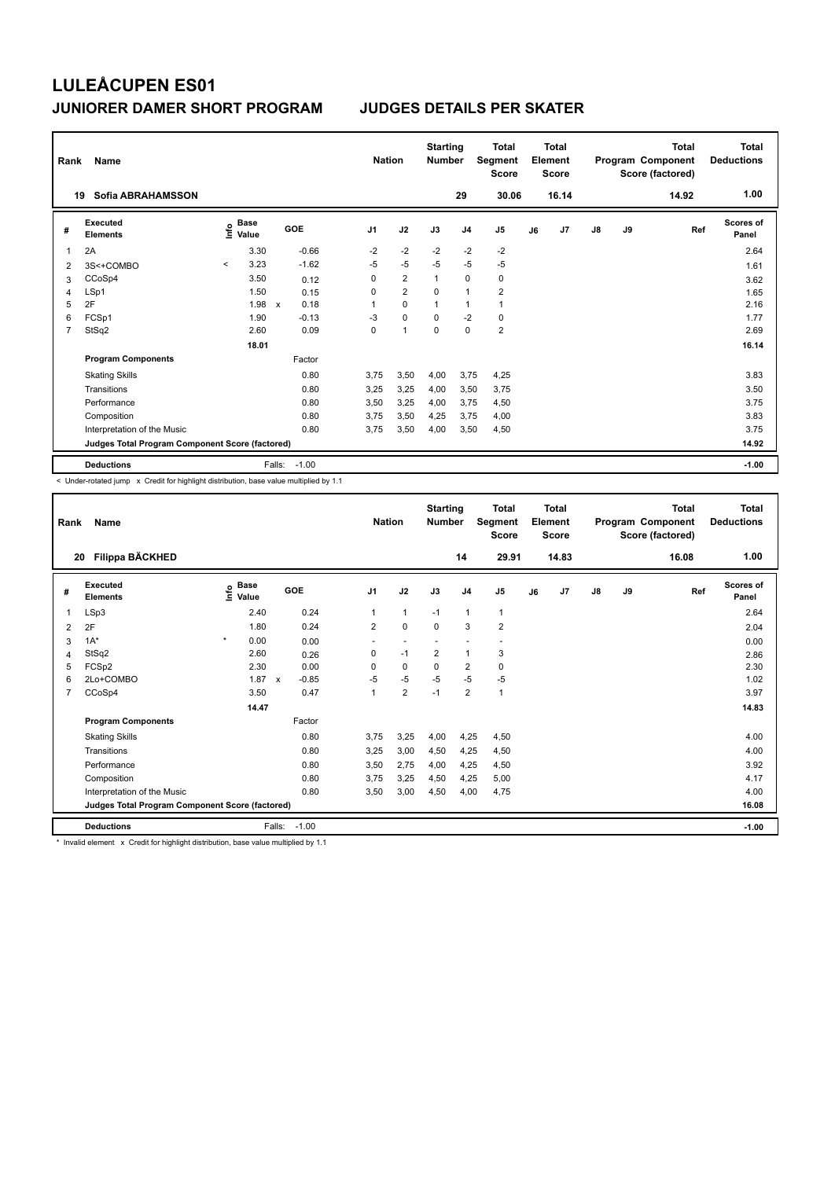# LULEÅCUPEN ES01

## JUNIORER DAMER SHORT PROGRAM    JUDGES DETAILS PER SKATER

| Rank | Name | Nation | Starting Number | Total Segment Score | Total Element Score | Total Program Component Score (factored) | Total Deductions |
|---|---|---|---|---|---|---|---|
| 19 | Sofia ABRAHAMSSON | | 29 | 30.06 | 16.14 | 14.92 | 1.00 |

| # | Executed Elements | Info | Base Value | | GOE | J1 | J2 | J3 | J4 | J5 | J6 | J7 | J8 | J9 | Ref | Scores of Panel |
|---|---|---|---|---|---|---|---|---|---|---|---|---|---|---|---|---|
| 1 | 2A | | 3.30 | | -0.66 | -2 | -2 | -2 | -2 | -2 | | | | | | 2.64 |
| 2 | 3S<+COMBO | < | 3.23 | | -1.62 | -5 | -5 | -5 | -5 | -5 | | | | | | 1.61 |
| 3 | CCoSp4 | | 3.50 | | 0.12 | 0 | 2 | 1 | 0 | 0 | | | | | | 3.62 |
| 4 | LSp1 | | 1.50 | | 0.15 | 0 | 2 | 0 | 1 | 2 | | | | | | 1.65 |
| 5 | 2F | | 1.98 | x | 0.18 | 1 | 0 | 1 | 1 | 1 | | | | | | 2.16 |
| 6 | FCSp1 | | 1.90 | | -0.13 | -3 | 0 | 0 | -2 | 0 | | | | | | 1.77 |
| 7 | StSq2 | | 2.60 | | 0.09 | 0 | 1 | 0 | 0 | 2 | | | | | | 2.69 |
| | | | 18.01 | | | | | | | | | | | | | 16.14 |
| | **Program Components** | | | | Factor | | | | | | | | | | | |
| | Skating Skills | | | | 0.80 | 3,75 | 3,50 | 4,00 | 3,75 | 4,25 | | | | | | 3.83 |
| | Transitions | | | | 0.80 | 3,25 | 3,25 | 4,00 | 3,50 | 3,75 | | | | | | 3.50 |
| | Performance | | | | 0.80 | 3,50 | 3,25 | 4,00 | 3,75 | 4,50 | | | | | | 3.75 |
| | Composition | | | | 0.80 | 3,75 | 3,50 | 4,25 | 3,75 | 4,00 | | | | | | 3.83 |
| | Interpretation of the Music | | | | 0.80 | 3,75 | 3,50 | 4,00 | 3,50 | 4,50 | | | | | | 3.75 |
| | **Judges Total Program Component Score (factored)** | | | | | | | | | | | | | | | 14.92 |
| | **Deductions** | | | Falls: | -1.00 | | | | | | | | | | | -1.00 |

< Under-rotated jump x Credit for highlight distribution, base value multiplied by 1.1

| Rank | Name | Nation | Starting Number | Total Segment Score | Total Element Score | Total Program Component Score (factored) | Total Deductions |
|---|---|---|---|---|---|---|---|
| 20 | Filippa BÄCKHED | | 14 | 29.91 | 14.83 | 16.08 | 1.00 |

| # | Executed Elements | Info | Base Value | | GOE | J1 | J2 | J3 | J4 | J5 | J6 | J7 | J8 | J9 | Ref | Scores of Panel |
|---|---|---|---|---|---|---|---|---|---|---|---|---|---|---|---|---|
| 1 | LSp3 | | 2.40 | | 0.24 | 1 | 1 | -1 | 1 | 1 | | | | | | 2.64 |
| 2 | 2F | | 1.80 | | 0.24 | 2 | 0 | 0 | 3 | 2 | | | | | | 2.04 |
| 3 | 1A* | * | 0.00 | | 0.00 | - | - | - | - | - | | | | | | 0.00 |
| 4 | StSq2 | | 2.60 | | 0.26 | 0 | -1 | 2 | 1 | 3 | | | | | | 2.86 |
| 5 | FCSp2 | | 2.30 | | 0.00 | 0 | 0 | 0 | 2 | 0 | | | | | | 2.30 |
| 6 | 2Lo+COMBO | | 1.87 | x | -0.85 | -5 | -5 | -5 | -5 | -5 | | | | | | 1.02 |
| 7 | CCoSp4 | | 3.50 | | 0.47 | 1 | 2 | -1 | 2 | 1 | | | | | | 3.97 |
| | | | 14.47 | | | | | | | | | | | | | 14.83 |
| | **Program Components** | | | | Factor | | | | | | | | | | | |
| | Skating Skills | | | | 0.80 | 3,75 | 3,25 | 4,00 | 4,25 | 4,50 | | | | | | 4.00 |
| | Transitions | | | | 0.80 | 3,25 | 3,00 | 4,50 | 4,25 | 4,50 | | | | | | 4.00 |
| | Performance | | | | 0.80 | 3,50 | 2,75 | 4,00 | 4,25 | 4,50 | | | | | | 3.92 |
| | Composition | | | | 0.80 | 3,75 | 3,25 | 4,50 | 4,25 | 5,00 | | | | | | 4.17 |
| | Interpretation of the Music | | | | 0.80 | 3,50 | 3,00 | 4,50 | 4,00 | 4,75 | | | | | | 4.00 |
| | **Judges Total Program Component Score (factored)** | | | | | | | | | | | | | | | 16.08 |
| | **Deductions** | | | Falls: | -1.00 | | | | | | | | | | | -1.00 |

* Invalid element x Credit for highlight distribution, base value multiplied by 1.1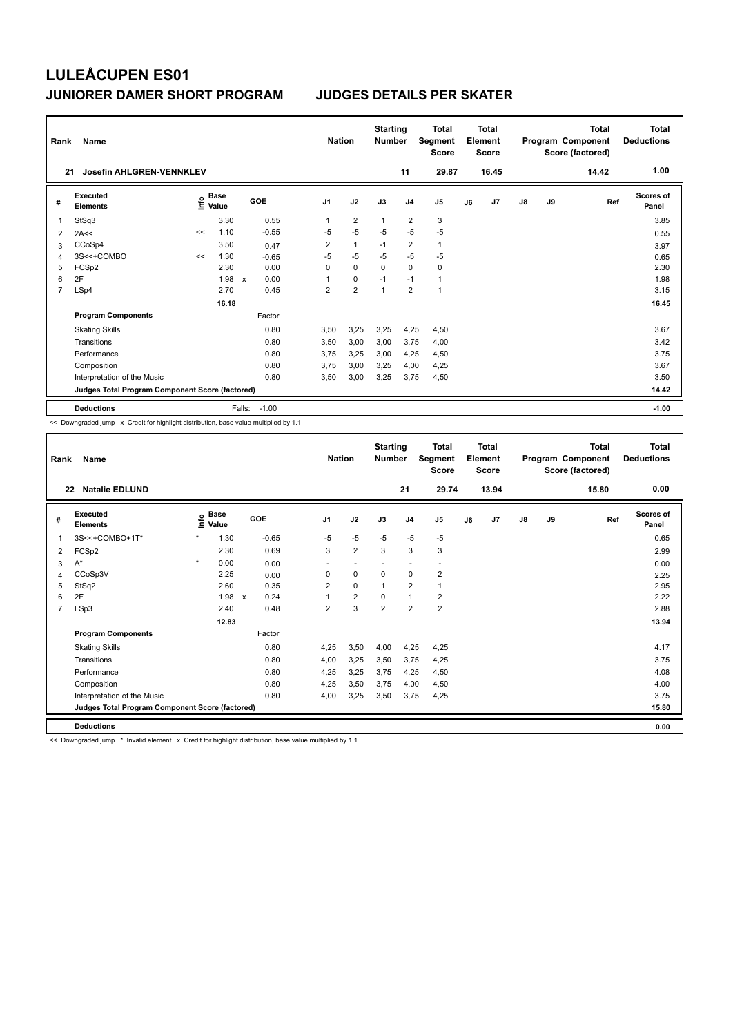# LULEÅCUPEN ES01

## JUNIORER DAMER SHORT PROGRAM — JUDGES DETAILS PER SKATER

| Rank | Name | Nation | Starting Number | Total Segment Score | Total Element Score | Total Program Component Score (factored) | Total Deductions |
|---|---|---|---|---|---|---|---|
| 21 | Josefin AHLGREN-VENNKLEV | | 11 | 29.87 | 16.45 | 14.42 | 1.00 |

| # | Executed Elements | Info | Base Value | | GOE | J1 | J2 | J3 | J4 | J5 | J6 | J7 | J8 | J9 | Ref | Scores of Panel |
|---|---|---|---|---|---|---|---|---|---|---|---|---|---|---|---|---|
| 1 | StSq3 | | 3.30 | | 0.55 | 1 | 2 | 1 | 2 | 3 | | | | | | 3.85 |
| 2 | 2A<< | << | 1.10 | | -0.55 | -5 | -5 | -5 | -5 | -5 | | | | | | 0.55 |
| 3 | CCoSp4 | | 3.50 | | 0.47 | 2 | 1 | -1 | 2 | 1 | | | | | | 3.97 |
| 4 | 3S<<+COMBO | << | 1.30 | | -0.65 | -5 | -5 | -5 | -5 | -5 | | | | | | 0.65 |
| 5 | FCSp2 | | 2.30 | | 0.00 | 0 | 0 | 0 | 0 | 0 | | | | | | 2.30 |
| 6 | 2F | | 1.98 | x | 0.00 | 1 | 0 | -1 | -1 | 1 | | | | | | 1.98 |
| 7 | LSp4 | | 2.70 | | 0.45 | 2 | 2 | 1 | 2 | 1 | | | | | | 3.15 |
| | | | 16.18 | | | | | | | | | | | | | 16.45 |
| | **Program Components** | | | | Factor | | | | | | | | | | | |
| | Skating Skills | | | | 0.80 | 3,50 | 3,25 | 3,25 | 4,25 | 4,50 | | | | | | 3.67 |
| | Transitions | | | | 0.80 | 3,50 | 3,00 | 3,00 | 3,75 | 4,00 | | | | | | 3.42 |
| | Performance | | | | 0.80 | 3,75 | 3,25 | 3,00 | 4,25 | 4,50 | | | | | | 3.75 |
| | Composition | | | | 0.80 | 3,75 | 3,00 | 3,25 | 4,00 | 4,25 | | | | | | 3.67 |
| | Interpretation of the Music | | | | 0.80 | 3,50 | 3,00 | 3,25 | 3,75 | 4,50 | | | | | | 3.50 |
| | **Judges Total Program Component Score (factored)** | | | | | | | | | | | | | | | 14.42 |
| | **Deductions** | | | Falls: | -1.00 | | | | | | | | | | | -1.00 |

<< Downgraded jump x Credit for highlight distribution, base value multiplied by 1.1

| Rank | Name | Nation | Starting Number | Total Segment Score | Total Element Score | Total Program Component Score (factored) | Total Deductions |
|---|---|---|---|---|---|---|---|
| 22 | Natalie EDLUND | | 21 | 29.74 | 13.94 | 15.80 | 0.00 |

| # | Executed Elements | Info | Base Value | | GOE | J1 | J2 | J3 | J4 | J5 | J6 | J7 | J8 | J9 | Ref | Scores of Panel |
|---|---|---|---|---|---|---|---|---|---|---|---|---|---|---|---|---|
| 1 | 3S<<+COMBO+1T* | * | 1.30 | | -0.65 | -5 | -5 | -5 | -5 | -5 | | | | | | 0.65 |
| 2 | FCSp2 | | 2.30 | | 0.69 | 3 | 2 | 3 | 3 | 3 | | | | | | 2.99 |
| 3 | A* | * | 0.00 | | 0.00 | - | - | - | - | - | | | | | | 0.00 |
| 4 | CCoSp3V | | 2.25 | | 0.00 | 0 | 0 | 0 | 0 | 2 | | | | | | 2.25 |
| 5 | StSq2 | | 2.60 | | 0.35 | 2 | 0 | 1 | 2 | 1 | | | | | | 2.95 |
| 6 | 2F | | 1.98 | x | 0.24 | 1 | 2 | 0 | 1 | 2 | | | | | | 2.22 |
| 7 | LSp3 | | 2.40 | | 0.48 | 2 | 3 | 2 | 2 | 2 | | | | | | 2.88 |
| | | | 12.83 | | | | | | | | | | | | | 13.94 |
| | **Program Components** | | | | Factor | | | | | | | | | | | |
| | Skating Skills | | | | 0.80 | 4,25 | 3,50 | 4,00 | 4,25 | 4,25 | | | | | | 4.17 |
| | Transitions | | | | 0.80 | 4,00 | 3,25 | 3,50 | 3,75 | 4,25 | | | | | | 3.75 |
| | Performance | | | | 0.80 | 4,25 | 3,25 | 3,75 | 4,25 | 4,50 | | | | | | 4.08 |
| | Composition | | | | 0.80 | 4,25 | 3,50 | 3,75 | 4,00 | 4,50 | | | | | | 4.00 |
| | Interpretation of the Music | | | | 0.80 | 4,00 | 3,25 | 3,50 | 3,75 | 4,25 | | | | | | 3.75 |
| | **Judges Total Program Component Score (factored)** | | | | | | | | | | | | | | | 15.80 |
| | **Deductions** | | | | | | | | | | | | | | | 0.00 |

<< Downgraded jump * Invalid element x Credit for highlight distribution, base value multiplied by 1.1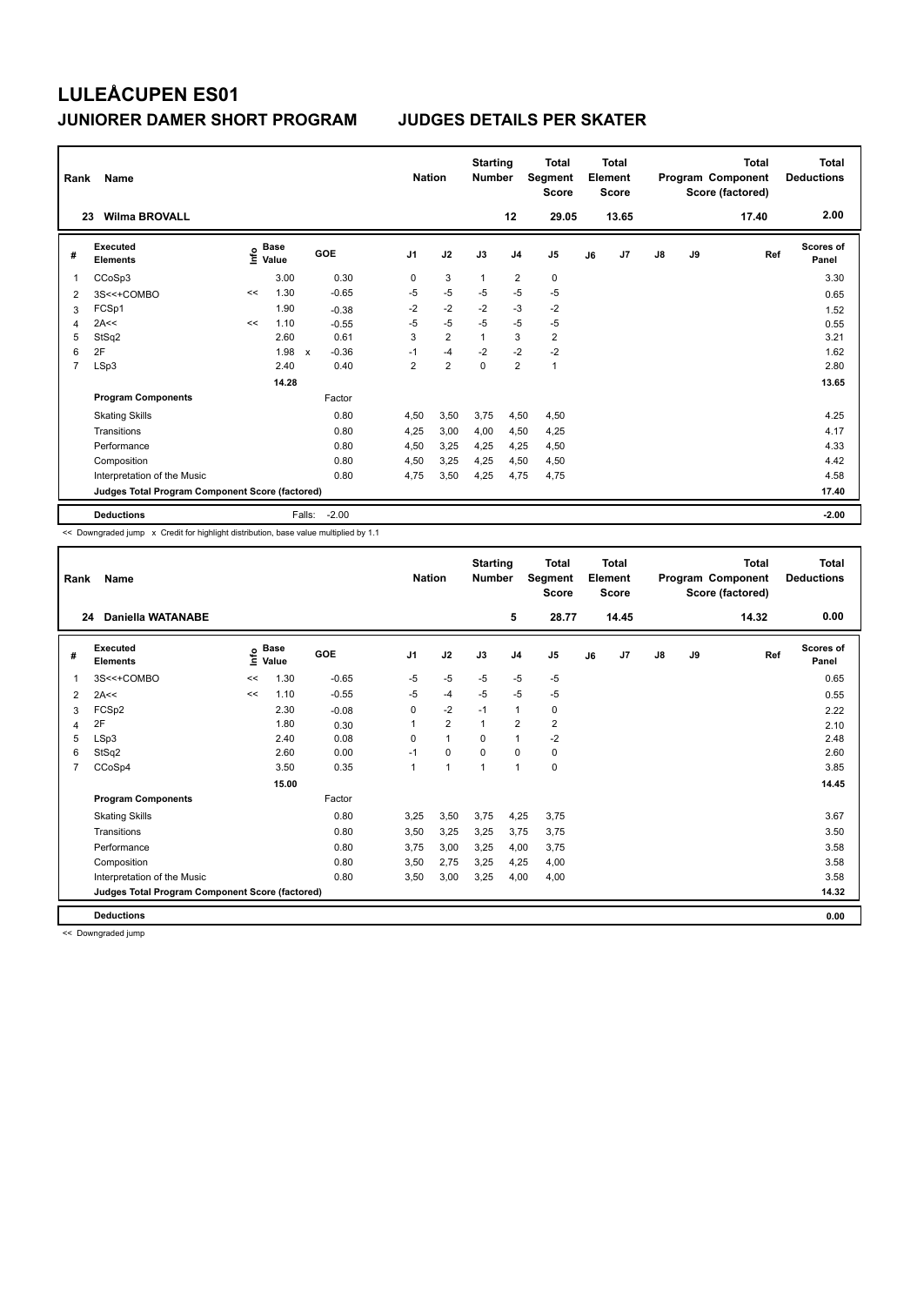# LULEÅCUPEN ES01

## JUNIORER DAMER SHORT PROGRAM    JUDGES DETAILS PER SKATER

| Rank | Name | Nation | Starting Number | Total Segment Score | Total Element Score | Total Program Component Score (factored) | Total Deductions |
|---|---|---|---|---|---|---|---|
| 23 | Wilma BROVALL | | 12 | 29.05 | 13.65 | 17.40 | 2.00 |

| # | Executed Elements | Info | Base Value | | GOE | J1 | J2 | J3 | J4 | J5 | J6 | J7 | J8 | J9 | Ref | Scores of Panel |
|---|---|---|---|---|---|---|---|---|---|---|---|---|---|---|---|---|
| 1 | CCoSp3 | | 3.00 | | 0.30 | 0 | 3 | 1 | 2 | 0 | | | | | | 3.30 |
| 2 | 3S<<+COMBO | << | 1.30 | | -0.65 | -5 | -5 | -5 | -5 | -5 | | | | | | 0.65 |
| 3 | FCSp1 | | 1.90 | | -0.38 | -2 | -2 | -2 | -3 | -2 | | | | | | 1.52 |
| 4 | 2A<< | << | 1.10 | | -0.55 | -5 | -5 | -5 | -5 | -5 | | | | | | 0.55 |
| 5 | StSq2 | | 2.60 | | 0.61 | 3 | 2 | 1 | 3 | 2 | | | | | | 3.21 |
| 6 | 2F | | 1.98 | x | -0.36 | -1 | -4 | -2 | -2 | -2 | | | | | | 1.62 |
| 7 | LSp3 | | 2.40 | | 0.40 | 2 | 2 | 0 | 2 | 1 | | | | | | 2.80 |
| | | | 14.28 | | | | | | | | | | | | | 13.65 |
| | **Program Components** | | | | Factor | | | | | | | | | | | |
| | Skating Skills | | | | 0.80 | 4,50 | 3,50 | 3,75 | 4,50 | 4,50 | | | | | | 4.25 |
| | Transitions | | | | 0.80 | 4,25 | 3,00 | 4,00 | 4,50 | 4,25 | | | | | | 4.17 |
| | Performance | | | | 0.80 | 4,50 | 3,25 | 4,25 | 4,25 | 4,50 | | | | | | 4.33 |
| | Composition | | | | 0.80 | 4,50 | 3,25 | 4,25 | 4,50 | 4,50 | | | | | | 4.42 |
| | Interpretation of the Music | | | | 0.80 | 4,75 | 3,50 | 4,25 | 4,75 | 4,75 | | | | | | 4.58 |
| | **Judges Total Program Component Score (factored)** | | | | | | | | | | | | | | | 17.40 |
| | **Deductions** | | | Falls: | -2.00 | | | | | | | | | | | -2.00 |

<< Downgraded jump x Credit for highlight distribution, base value multiplied by 1.1

| Rank | Name | Nation | Starting Number | Total Segment Score | Total Element Score | Total Program Component Score (factored) | Total Deductions |
|---|---|---|---|---|---|---|---|
| 24 | Daniella WATANABE | | 5 | 28.77 | 14.45 | 14.32 | 0.00 |

| # | Executed Elements | Info | Base Value | GOE | J1 | J2 | J3 | J4 | J5 | J6 | J7 | J8 | J9 | Ref | Scores of Panel |
|---|---|---|---|---|---|---|---|---|---|---|---|---|---|---|---|
| 1 | 3S<<+COMBO | << | 1.30 | -0.65 | -5 | -5 | -5 | -5 | -5 | | | | | | 0.65 |
| 2 | 2A<< | << | 1.10 | -0.55 | -5 | -4 | -5 | -5 | -5 | | | | | | 0.55 |
| 3 | FCSp2 | | 2.30 | -0.08 | 0 | -2 | -1 | 1 | 0 | | | | | | 2.22 |
| 4 | 2F | | 1.80 | 0.30 | 1 | 2 | 1 | 2 | 2 | | | | | | 2.10 |
| 5 | LSp3 | | 2.40 | 0.08 | 0 | 1 | 0 | 1 | -2 | | | | | | 2.48 |
| 6 | StSq2 | | 2.60 | 0.00 | -1 | 0 | 0 | 0 | 0 | | | | | | 2.60 |
| 7 | CCoSp4 | | 3.50 | 0.35 | 1 | 1 | 1 | 1 | 0 | | | | | | 3.85 |
| | | | 15.00 | | | | | | | | | | | | 14.45 |
| | **Program Components** | | | Factor | | | | | | | | | | | |
| | Skating Skills | | | 0.80 | 3,25 | 3,50 | 3,75 | 4,25 | 3,75 | | | | | | 3.67 |
| | Transitions | | | 0.80 | 3,50 | 3,25 | 3,25 | 3,75 | 3,75 | | | | | | 3.50 |
| | Performance | | | 0.80 | 3,75 | 3,00 | 3,25 | 4,00 | 3,75 | | | | | | 3.58 |
| | Composition | | | 0.80 | 3,50 | 2,75 | 3,25 | 4,25 | 4,00 | | | | | | 3.58 |
| | Interpretation of the Music | | | 0.80 | 3,50 | 3,00 | 3,25 | 4,00 | 4,00 | | | | | | 3.58 |
| | **Judges Total Program Component Score (factored)** | | | | | | | | | | | | | | 14.32 |
| | **Deductions** | | | | | | | | | | | | | | 0.00 |

<< Downgraded jump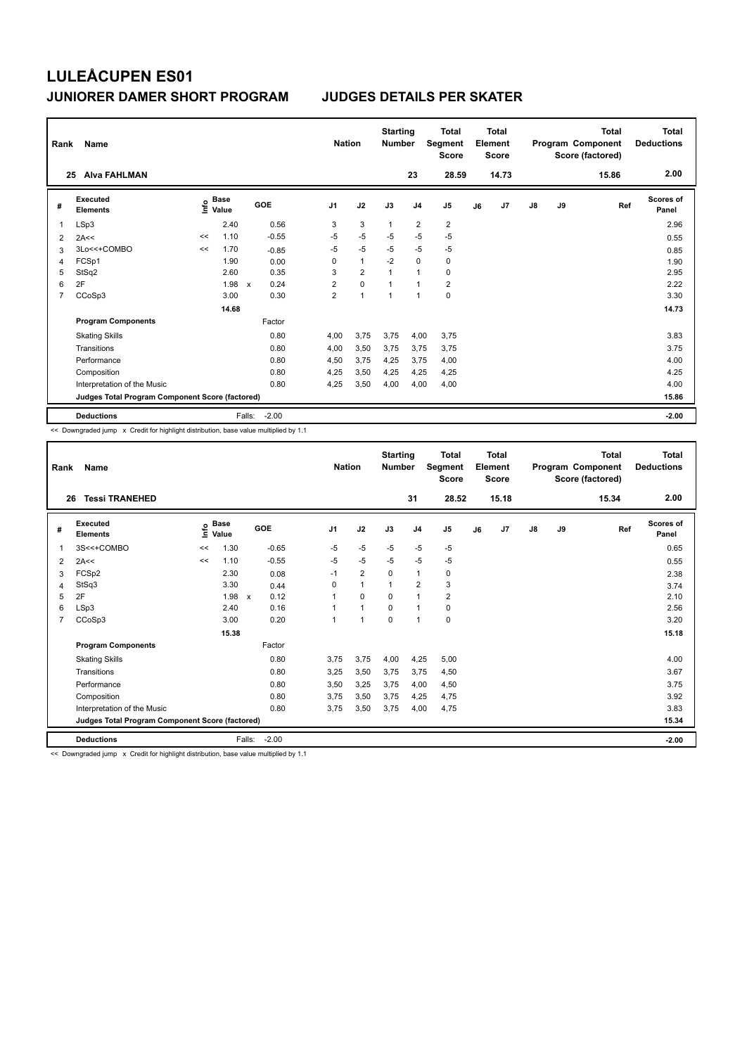# LULEÅCUPEN ES01

## JUNIORER DAMER SHORT PROGRAM JUDGES DETAILS PER SKATER

| Rank | Name | Nation | Starting Number | Total Segment Score | Total Element Score | Total Program Component Score (factored) | Total Deductions |
|---|---|---|---|---|---|---|---|
| 25 | Alva FAHLMAN | | 23 | 28.59 | 14.73 | 15.86 | 2.00 |

| # | Executed Elements | Info | Base Value | | GOE | J1 | J2 | J3 | J4 | J5 | J6 | J7 | J8 | J9 | Ref | Scores of Panel |
|---|---|---|---|---|---|---|---|---|---|---|---|---|---|---|---|---|
| 1 | LSp3 | | 2.40 | | 0.56 | 3 | 3 | 1 | 2 | 2 | | | | | | 2.96 |
| 2 | 2A<< | << | 1.10 | | -0.55 | -5 | -5 | -5 | -5 | -5 | | | | | | 0.55 |
| 3 | 3Lo<<+COMBO | << | 1.70 | | -0.85 | -5 | -5 | -5 | -5 | -5 | | | | | | 0.85 |
| 4 | FCSp1 | | 1.90 | | 0.00 | 0 | 1 | -2 | 0 | 0 | | | | | | 1.90 |
| 5 | StSq2 | | 2.60 | | 0.35 | 3 | 2 | 1 | 1 | 0 | | | | | | 2.95 |
| 6 | 2F | | 1.98 | x | 0.24 | 2 | 0 | 1 | 1 | 2 | | | | | | 2.22 |
| 7 | CCoSp3 | | 3.00 | | 0.30 | 2 | 1 | 1 | 1 | 0 | | | | | | 3.30 |
| | | | 14.68 | | | | | | | | | | | | | 14.73 |
| | **Program Components** | | | | Factor | | | | | | | | | | | |
| | Skating Skills | | | | 0.80 | 4,00 | 3,75 | 3,75 | 4,00 | 3,75 | | | | | | 3.83 |
| | Transitions | | | | 0.80 | 4,00 | 3,50 | 3,75 | 3,75 | 3,75 | | | | | | 3.75 |
| | Performance | | | | 0.80 | 4,50 | 3,75 | 4,25 | 3,75 | 4,00 | | | | | | 4.00 |
| | Composition | | | | 0.80 | 4,25 | 3,50 | 4,25 | 4,25 | 4,25 | | | | | | 4.25 |
| | Interpretation of the Music | | | | 0.80 | 4,25 | 3,50 | 4,00 | 4,00 | 4,00 | | | | | | 4.00 |
| | **Judges Total Program Component Score (factored)** | | | | | | | | | | | | | | | 15.86 |
| | **Deductions** | | Falls: | | -2.00 | | | | | | | | | | | -2.00 |

<< Downgraded jump x Credit for highlight distribution, base value multiplied by 1.1

| Rank | Name | Nation | Starting Number | Total Segment Score | Total Element Score | Total Program Component Score (factored) | Total Deductions |
|---|---|---|---|---|---|---|---|
| 26 | Tessi TRANEHED | | 31 | 28.52 | 15.18 | 15.34 | 2.00 |

| # | Executed Elements | Info | Base Value | | GOE | J1 | J2 | J3 | J4 | J5 | J6 | J7 | J8 | J9 | Ref | Scores of Panel |
|---|---|---|---|---|---|---|---|---|---|---|---|---|---|---|---|---|
| 1 | 3S<<+COMBO | << | 1.30 | | -0.65 | -5 | -5 | -5 | -5 | -5 | | | | | | 0.65 |
| 2 | 2A<< | << | 1.10 | | -0.55 | -5 | -5 | -5 | -5 | -5 | | | | | | 0.55 |
| 3 | FCSp2 | | 2.30 | | 0.08 | -1 | 2 | 0 | 1 | 0 | | | | | | 2.38 |
| 4 | StSq3 | | 3.30 | | 0.44 | 0 | 1 | 1 | 2 | 3 | | | | | | 3.74 |
| 5 | 2F | | 1.98 | x | 0.12 | 1 | 0 | 0 | 1 | 2 | | | | | | 2.10 |
| 6 | LSp3 | | 2.40 | | 0.16 | 1 | 1 | 0 | 1 | 0 | | | | | | 2.56 |
| 7 | CCoSp3 | | 3.00 | | 0.20 | 1 | 1 | 0 | 1 | 0 | | | | | | 3.20 |
| | | | 15.38 | | | | | | | | | | | | | 15.18 |
| | **Program Components** | | | | Factor | | | | | | | | | | | |
| | Skating Skills | | | | 0.80 | 3,75 | 3,75 | 4,00 | 4,25 | 5,00 | | | | | | 4.00 |
| | Transitions | | | | 0.80 | 3,25 | 3,50 | 3,75 | 3,75 | 4,50 | | | | | | 3.67 |
| | Performance | | | | 0.80 | 3,50 | 3,25 | 3,75 | 4,00 | 4,50 | | | | | | 3.75 |
| | Composition | | | | 0.80 | 3,75 | 3,50 | 3,75 | 4,25 | 4,75 | | | | | | 3.92 |
| | Interpretation of the Music | | | | 0.80 | 3,75 | 3,50 | 3,75 | 4,00 | 4,75 | | | | | | 3.83 |
| | **Judges Total Program Component Score (factored)** | | | | | | | | | | | | | | | 15.34 |
| | **Deductions** | | Falls: | | -2.00 | | | | | | | | | | | -2.00 |

<< Downgraded jump x Credit for highlight distribution, base value multiplied by 1.1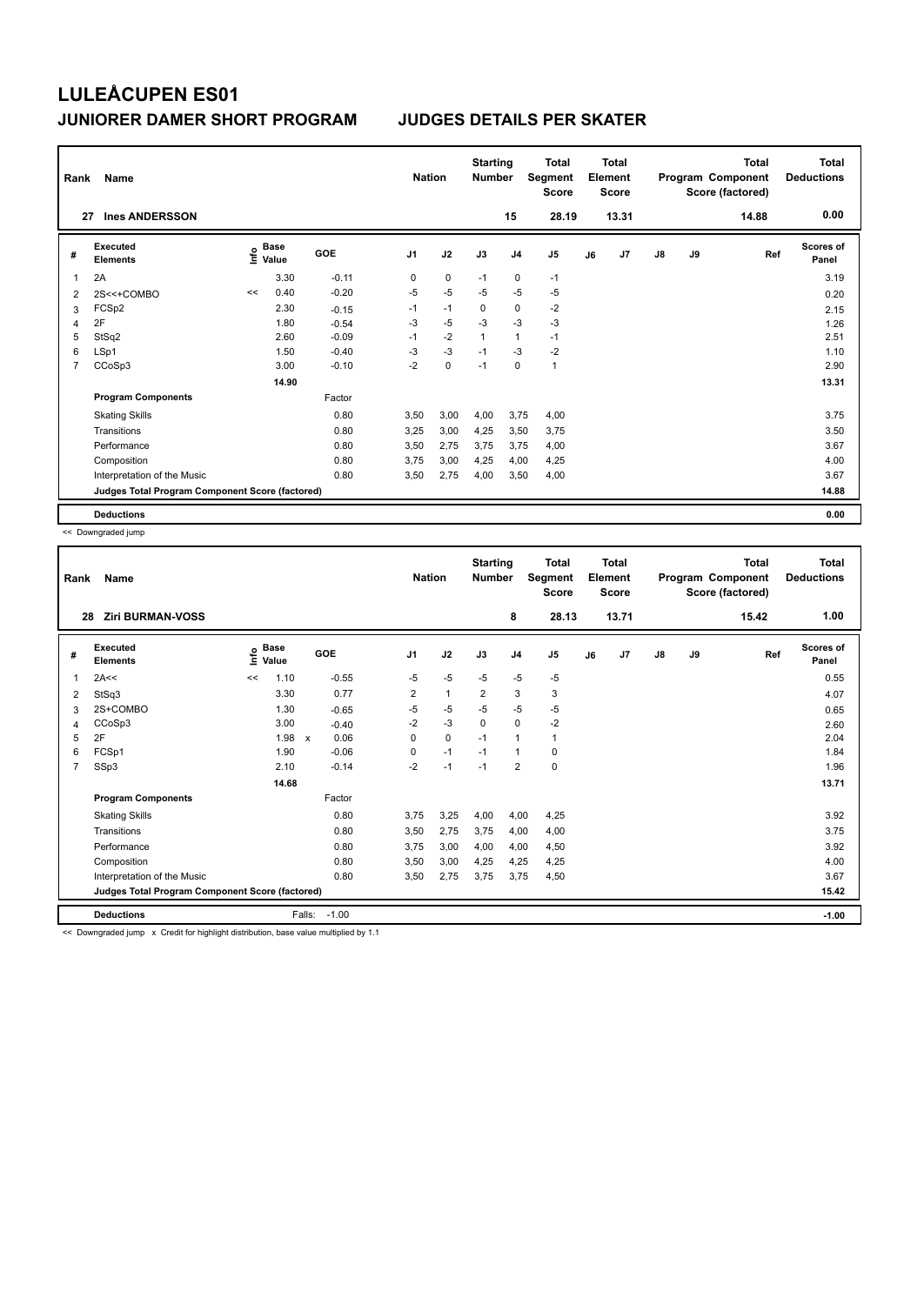# LULEÅCUPEN ES01

## JUNIORER DAMER SHORT PROGRAM — JUDGES DETAILS PER SKATER

| Rank | Name | Nation | Starting Number | Total Segment Score | Total Element Score | Total Program Component Score (factored) | Total Deductions |
|---|---|---|---|---|---|---|---|
| 27 | Ines ANDERSSON | | 15 | 28.19 | 13.31 | 14.88 | 0.00 |

| # | Executed Elements | Info | Base Value | GOE | J1 | J2 | J3 | J4 | J5 | J6 | J7 | J8 | J9 | Ref | Scores of Panel |
|---|---|---|---|---|---|---|---|---|---|---|---|---|---|---|---|
| 1 | 2A | | 3.30 | -0.11 | 0 | 0 | -1 | 0 | -1 | | | | | | 3.19 |
| 2 | 2S<<+COMBO | << | 0.40 | -0.20 | -5 | -5 | -5 | -5 | -5 | | | | | | 0.20 |
| 3 | FCSp2 | | 2.30 | -0.15 | -1 | -1 | 0 | 0 | -2 | | | | | | 2.15 |
| 4 | 2F | | 1.80 | -0.54 | -3 | -5 | -3 | -3 | -3 | | | | | | 1.26 |
| 5 | StSq2 | | 2.60 | -0.09 | -1 | -2 | 1 | 1 | -1 | | | | | | 2.51 |
| 6 | LSp1 | | 1.50 | -0.40 | -3 | -3 | -1 | -3 | -2 | | | | | | 1.10 |
| 7 | CCoSp3 | | 3.00 | -0.10 | -2 | 0 | -1 | 0 | 1 | | | | | | 2.90 |
| | | | 14.90 | | | | | | | | | | | | 13.31 |
| | **Program Components** | | | Factor | | | | | | | | | | | |
| | Skating Skills | | | 0.80 | 3,50 | 3,00 | 4,00 | 3,75 | 4,00 | | | | | | 3.75 |
| | Transitions | | | 0.80 | 3,25 | 3,00 | 4,25 | 3,50 | 3,75 | | | | | | 3.50 |
| | Performance | | | 0.80 | 3,50 | 2,75 | 3,75 | 3,75 | 4,00 | | | | | | 3.67 |
| | Composition | | | 0.80 | 3,75 | 3,00 | 4,25 | 4,00 | 4,25 | | | | | | 4.00 |
| | Interpretation of the Music | | | 0.80 | 3,50 | 2,75 | 4,00 | 3,50 | 4,00 | | | | | | 3.67 |
| | Judges Total Program Component Score (factored) | | | | | | | | | | | | | | 14.88 |
| | **Deductions** | | | | | | | | | | | | | | 0.00 |

<< Downgraded jump

| Rank | Name | Nation | Starting Number | Total Segment Score | Total Element Score | Total Program Component Score (factored) | Total Deductions |
|---|---|---|---|---|---|---|---|
| 28 | Ziri BURMAN-VOSS | | 8 | 28.13 | 13.71 | 15.42 | 1.00 |

| # | Executed Elements | Info | Base Value | GOE | J1 | J2 | J3 | J4 | J5 | J6 | J7 | J8 | J9 | Ref | Scores of Panel |
|---|---|---|---|---|---|---|---|---|---|---|---|---|---|---|---|
| 1 | 2A<< | << | 1.10 | -0.55 | -5 | -5 | -5 | -5 | -5 | | | | | | 0.55 |
| 2 | StSq3 | | 3.30 | 0.77 | 2 | 1 | 2 | 3 | 3 | | | | | | 4.07 |
| 3 | 2S+COMBO | | 1.30 | -0.65 | -5 | -5 | -5 | -5 | -5 | | | | | | 0.65 |
| 4 | CCoSp3 | | 3.00 | -0.40 | -2 | -3 | 0 | 0 | -2 | | | | | | 2.60 |
| 5 | 2F | | 1.98 x | 0.06 | 0 | 0 | -1 | 1 | 1 | | | | | | 2.04 |
| 6 | FCSp1 | | 1.90 | -0.06 | 0 | -1 | -1 | 1 | 0 | | | | | | 1.84 |
| 7 | SSp3 | | 2.10 | -0.14 | -2 | -1 | -1 | 2 | 0 | | | | | | 1.96 |
| | | | 14.68 | | | | | | | | | | | | 13.71 |
| | **Program Components** | | | Factor | | | | | | | | | | | |
| | Skating Skills | | | 0.80 | 3,75 | 3,25 | 4,00 | 4,00 | 4,25 | | | | | | 3.92 |
| | Transitions | | | 0.80 | 3,50 | 2,75 | 3,75 | 4,00 | 4,00 | | | | | | 3.75 |
| | Performance | | | 0.80 | 3,75 | 3,00 | 4,00 | 4,00 | 4,50 | | | | | | 3.92 |
| | Composition | | | 0.80 | 3,50 | 3,00 | 4,25 | 4,25 | 4,25 | | | | | | 4.00 |
| | Interpretation of the Music | | | 0.80 | 3,50 | 2,75 | 3,75 | 3,75 | 4,50 | | | | | | 3.67 |
| | Judges Total Program Component Score (factored) | | | | | | | | | | | | | | 15.42 |
| | **Deductions** | | Falls: | -1.00 | | | | | | | | | | | -1.00 |

<< Downgraded jump x Credit for highlight distribution, base value multiplied by 1.1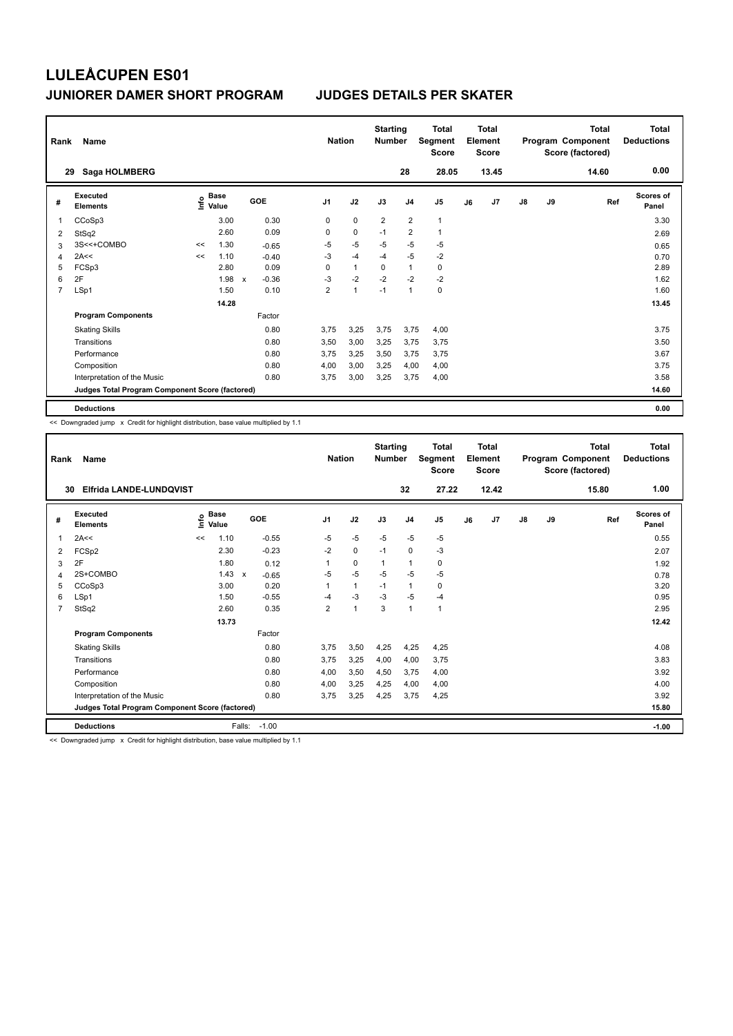# LULEÅCUPEN ES01

## JUNIORER DAMER SHORT PROGRAM — JUDGES DETAILS PER SKATER

| Rank | Name | Nation | Starting Number | Total Segment Score | Total Element Score | Total Program Component Score (factored) | Total Deductions |
|---|---|---|---|---|---|---|---|
| 29 | Saga HOLMBERG | | 28 | 28.05 | 13.45 | 14.60 | 0.00 |

| # | Executed Elements | Info | Base Value | | GOE | J1 | J2 | J3 | J4 | J5 | J6 | J7 | J8 | J9 | Ref | Scores of Panel |
|---|---|---|---|---|---|---|---|---|---|---|---|---|---|---|---|---|
| 1 | CCoSp3 | | 3.00 | | 0.30 | 0 | 0 | 2 | 2 | 1 | | | | | | 3.30 |
| 2 | StSq2 | | 2.60 | | 0.09 | 0 | 0 | -1 | 2 | 1 | | | | | | 2.69 |
| 3 | 3S<<+COMBO | << | 1.30 | | -0.65 | -5 | -5 | -5 | -5 | -5 | | | | | | 0.65 |
| 4 | 2A<< | << | 1.10 | | -0.40 | -3 | -4 | -4 | -5 | -2 | | | | | | 0.70 |
| 5 | FCSp3 | | 2.80 | | 0.09 | 0 | 1 | 0 | 1 | 0 | | | | | | 2.89 |
| 6 | 2F | | 1.98 | x | -0.36 | -3 | -2 | -2 | -2 | -2 | | | | | | 1.62 |
| 7 | LSp1 | | 1.50 | | 0.10 | 2 | 1 | -1 | 1 | 0 | | | | | | 1.60 |
| | | | 14.28 | | | | | | | | | | | | | 13.45 |
| | **Program Components** | | | | Factor | | | | | | | | | | | |
| | Skating Skills | | | | 0.80 | 3,75 | 3,25 | 3,75 | 3,75 | 4,00 | | | | | | 3.75 |
| | Transitions | | | | 0.80 | 3,50 | 3,00 | 3,25 | 3,75 | 3,75 | | | | | | 3.50 |
| | Performance | | | | 0.80 | 3,75 | 3,25 | 3,50 | 3,75 | 3,75 | | | | | | 3.67 |
| | Composition | | | | 0.80 | 4,00 | 3,00 | 3,25 | 4,00 | 4,00 | | | | | | 3.75 |
| | Interpretation of the Music | | | | 0.80 | 3,75 | 3,00 | 3,25 | 3,75 | 4,00 | | | | | | 3.58 |
| | **Judges Total Program Component Score (factored)** | | | | | | | | | | | | | | | 14.60 |
| | **Deductions** | | | | | | | | | | | | | | | 0.00 |

<< Downgraded jump x Credit for highlight distribution, base value multiplied by 1.1

| Rank | Name | Nation | Starting Number | Total Segment Score | Total Element Score | Total Program Component Score (factored) | Total Deductions |
|---|---|---|---|---|---|---|---|
| 30 | Elfrida LANDE-LUNDQVIST | | 32 | 27.22 | 12.42 | 15.80 | 1.00 |

| # | Executed Elements | Info | Base Value | | GOE | J1 | J2 | J3 | J4 | J5 | J6 | J7 | J8 | J9 | Ref | Scores of Panel |
|---|---|---|---|---|---|---|---|---|---|---|---|---|---|---|---|---|
| 1 | 2A<< | << | 1.10 | | -0.55 | -5 | -5 | -5 | -5 | -5 | | | | | | 0.55 |
| 2 | FCSp2 | | 2.30 | | -0.23 | -2 | 0 | -1 | 0 | -3 | | | | | | 2.07 |
| 3 | 2F | | 1.80 | | 0.12 | 1 | 0 | 1 | 1 | 0 | | | | | | 1.92 |
| 4 | 2S+COMBO | | 1.43 | x | -0.65 | -5 | -5 | -5 | -5 | -5 | | | | | | 0.78 |
| 5 | CCoSp3 | | 3.00 | | 0.20 | 1 | 1 | -1 | 1 | 0 | | | | | | 3.20 |
| 6 | LSp1 | | 1.50 | | -0.55 | -4 | -3 | -3 | -5 | -4 | | | | | | 0.95 |
| 7 | StSq2 | | 2.60 | | 0.35 | 2 | 1 | 3 | 1 | 1 | | | | | | 2.95 |
| | | | 13.73 | | | | | | | | | | | | | 12.42 |
| | **Program Components** | | | | Factor | | | | | | | | | | | |
| | Skating Skills | | | | 0.80 | 3,75 | 3,50 | 4,25 | 4,25 | 4,25 | | | | | | 4.08 |
| | Transitions | | | | 0.80 | 3,75 | 3,25 | 4,00 | 4,00 | 3,75 | | | | | | 3.83 |
| | Performance | | | | 0.80 | 4,00 | 3,50 | 4,50 | 3,75 | 4,00 | | | | | | 3.92 |
| | Composition | | | | 0.80 | 4,00 | 3,25 | 4,25 | 4,00 | 4,00 | | | | | | 4.00 |
| | Interpretation of the Music | | | | 0.80 | 3,75 | 3,25 | 4,25 | 3,75 | 4,25 | | | | | | 3.92 |
| | **Judges Total Program Component Score (factored)** | | | | | | | | | | | | | | | 15.80 |
| | **Deductions** | | | Falls: | -1.00 | | | | | | | | | | | -1.00 |

<< Downgraded jump x Credit for highlight distribution, base value multiplied by 1.1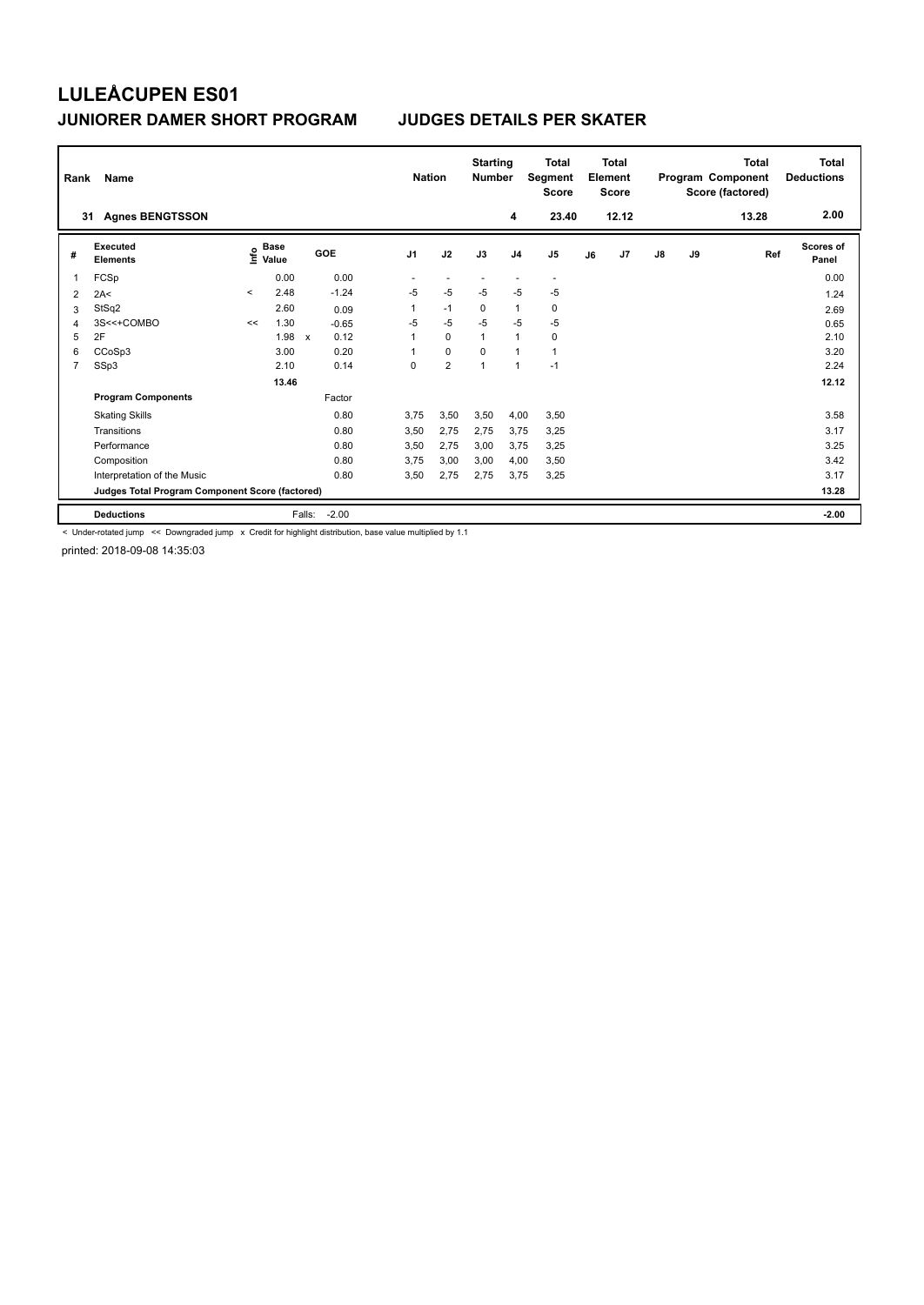# LULEÅCUPEN ES01

## JUNIORER DAMER SHORT PROGRAM JUDGES DETAILS PER SKATER

| Rank | Name | Nation | Starting Number | Total Segment Score | Total Element Score | Total Program Component Score (factored) | Total Deductions |
|---|---|---|---|---|---|---|---|
| 31 | Agnes BENGTSSON | | 4 | 23.40 | 12.12 | 13.28 | 2.00 |

| # | Executed Elements | Info | Base Value | | GOE | J1 | J2 | J3 | J4 | J5 | J6 | J7 | J8 | J9 | Ref | Scores of Panel |
|---|---|---|---|---|---|---|---|---|---|---|---|---|---|---|---|---|
| 1 | FCSp | | 0.00 | | 0.00 | - | - | - | - | - | | | | | | 0.00 |
| 2 | 2A< | < | 2.48 | | -1.24 | -5 | -5 | -5 | -5 | -5 | | | | | | 1.24 |
| 3 | StSq2 | | 2.60 | | 0.09 | 1 | -1 | 0 | 1 | 0 | | | | | | 2.69 |
| 4 | 3S<<+COMBO | << | 1.30 | | -0.65 | -5 | -5 | -5 | -5 | -5 | | | | | | 0.65 |
| 5 | 2F | | 1.98 | x | 0.12 | 1 | 0 | 1 | 1 | 0 | | | | | | 2.10 |
| 6 | CCoSp3 | | 3.00 | | 0.20 | 1 | 0 | 0 | 1 | 1 | | | | | | 3.20 |
| 7 | SSp3 | | 2.10 | | 0.14 | 0 | 2 | 1 | 1 | -1 | | | | | | 2.24 |
| | | | 13.46 | | | | | | | | | | | | | 12.12 |
| | **Program Components** | | | | Factor | | | | | | | | | | | |
| | Skating Skills | | | | 0.80 | 3,75 | 3,50 | 3,50 | 4,00 | 3,50 | | | | | | 3.58 |
| | Transitions | | | | 0.80 | 3,50 | 2,75 | 2,75 | 3,75 | 3,25 | | | | | | 3.17 |
| | Performance | | | | 0.80 | 3,50 | 2,75 | 3,00 | 3,75 | 3,25 | | | | | | 3.25 |
| | Composition | | | | 0.80 | 3,75 | 3,00 | 3,00 | 4,00 | 3,50 | | | | | | 3.42 |
| | Interpretation of the Music | | | | 0.80 | 3,50 | 2,75 | 2,75 | 3,75 | 3,25 | | | | | | 3.17 |
| | **Judges Total Program Component Score (factored)** | | | | | | | | | | | | | | | 13.28 |
| | **Deductions** | | | Falls: | -2.00 | | | | | | | | | | | -2.00 |

< Under-rotated jump << Downgraded jump x Credit for highlight distribution, base value multiplied by 1.1

printed: 2018-09-08 14:35:03